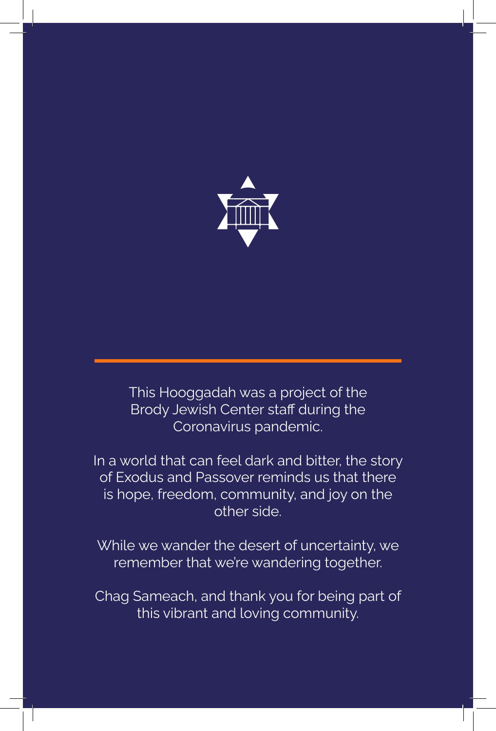This Hooggadah was a project of the Brody Jewish Center staff during the Coronavirus pandemic.

In a world that can feel dark and bitter, the story of Exodus and Passover reminds us that there is hope, freedom, community, and joy on the other side.

While we wander the desert of uncertainty, we remember that we're wandering together.

Chag Sameach, and thank you for being part of this vibrant and loving community.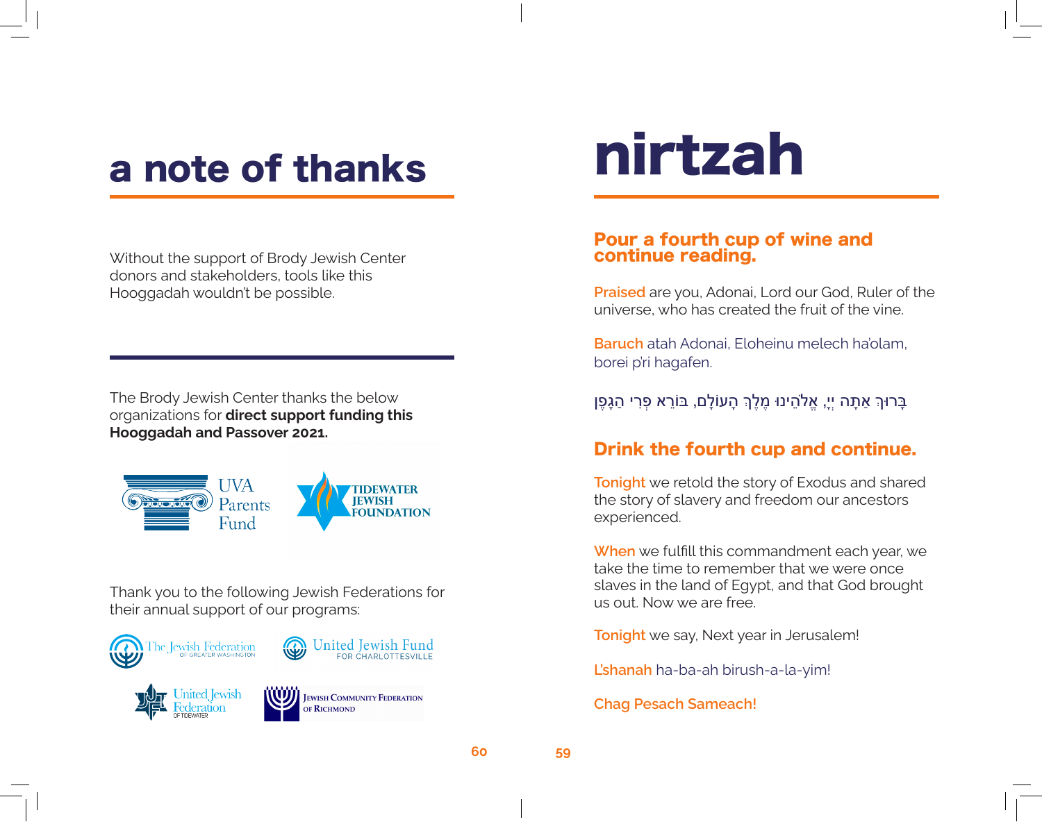# a note of thanks

Without the support of Brody Jewish Center donors and stakeholders, tools like this Hooggadah wouldn't be possible.

The Brody Jewish Center thanks the below organizations for **direct support funding this Hooggadah and Passover 2021.**

UVA Parents Fund

TIDEWATER JEWISH FOUNDATION

Thank you to the following Jewish Federations for their annual support of our programs:

The Jewish Federation OF GREATER WASHINGTON

United Jewish Fund FOR CHARLOTTESVILLE

United Jewish Federation OF TIDEWATER

Jewish Community Federation of Richmond

# nirtzah

## Pour a fourth cup of wine and continue reading.

Praised are you, Adonai, Lord our God, Ruler of the universe, who has created the fruit of the vine.

Baruch atah Adonai, Eloheinu melech ha'olam, borei p'ri hagafen.

בָּרוּךְ אַתָּה יְיָ, אֱלֹהֵינוּ מֶלֶךְ הָעוֹלָם, בּוֹרֵא פְּרִי הַגָּפֶן

## Drink the fourth cup and continue.

Tonight we retold the story of Exodus and shared the story of slavery and freedom our ancestors experienced.

When we fulfill this commandment each year, we take the time to remember that we were once slaves in the land of Egypt, and that God brought us out. Now we are free.

Tonight we say, Next year in Jerusalem!

L'shanah ha-ba-ah birush-a-la-yim!

Chag Pesach Sameach!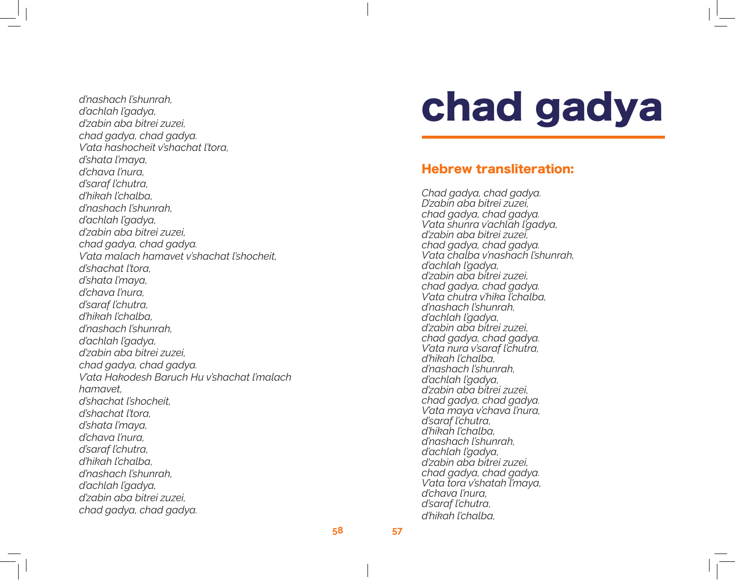# chad gadya

## Hebrew transliteration:

*Chad gadya, chad gadya.*
*D'zabin aba bitrei zuzei,*
*chad gadya, chad gadya.*
*V'ata shunra v'achlah l'gadya,*
*d'zabin aba bitrei zuzei,*
*chad gadya, chad gadya.*
*V'ata chalba v'nashach l'shunrah,*
*d'achlah l'gadya,*
*d'zabin aba bitrei zuzei,*
*chad gadya, chad gadya.*
*V'ata chutra v'hika l'chalba,*
*d'nashach l'shunrah,*
*d'achlah l'gadya,*
*d'zabin aba bitrei zuzei,*
*chad gadya, chad gadya.*
*V'ata nura v'saraf l'chutra,*
*d'hikah l'chalba,*
*d'nashach l'shunrah,*
*d'achlah l'gadya,*
*d'zabin aba bitrei zuzei,*
*chad gadya, chad gadya.*
*V'ata maya v'chava l'nura,*
*d'saraf l'chutra,*
*d'hikah l'chalba,*
*d'nashach l'shunrah,*
*d'achlah l'gadya,*
*d'zabin aba bitrei zuzei,*
*chad gadya, chad gadya.*
*V'ata tora v'shatah l'maya,*
*d'chava l'nura,*
*d'saraf l'chutra,*
*d'hikah l'chalba,*
*d'nashach l'shunrah,*
*d'achlah l'gadya,*
*d'zabin aba bitrei zuzei,*
*chad gadya, chad gadya.*
*V'ata hashocheit v'shachat l'tora,*
*d'shata l'maya,*
*d'chava l'nura,*
*d'saraf l'chutra,*
*d'hikah l'chalba,*
*d'nashach l'shunrah,*
*d'achlah l'gadya,*
*d'zabin aba bitrei zuzei,*
*chad gadya, chad gadya.*
*V'ata malach hamavet v'shachat l'shocheit,*
*d'shachat l'tora,*
*d'shata l'maya,*
*d'chava l'nura,*
*d'saraf l'chutra,*
*d'hikah l'chalba,*
*d'nashach l'shunrah,*
*d'achlah l'gadya,*
*d'zabin aba bitrei zuzei,*
*chad gadya, chad gadya.*
*V'ata Hakodesh Baruch Hu v'shachat l'malach hamavet,*
*d'shachat l'shocheit,*
*d'shachat l'tora,*
*d'shata l'maya,*
*d'chava l'nura,*
*d'saraf l'chutra,*
*d'hikah l'chalba,*
*d'nashach l'shunrah,*
*d'achlah l'gadya,*
*d'zabin aba bitrei zuzei,*
*chad gadya, chad gadya.*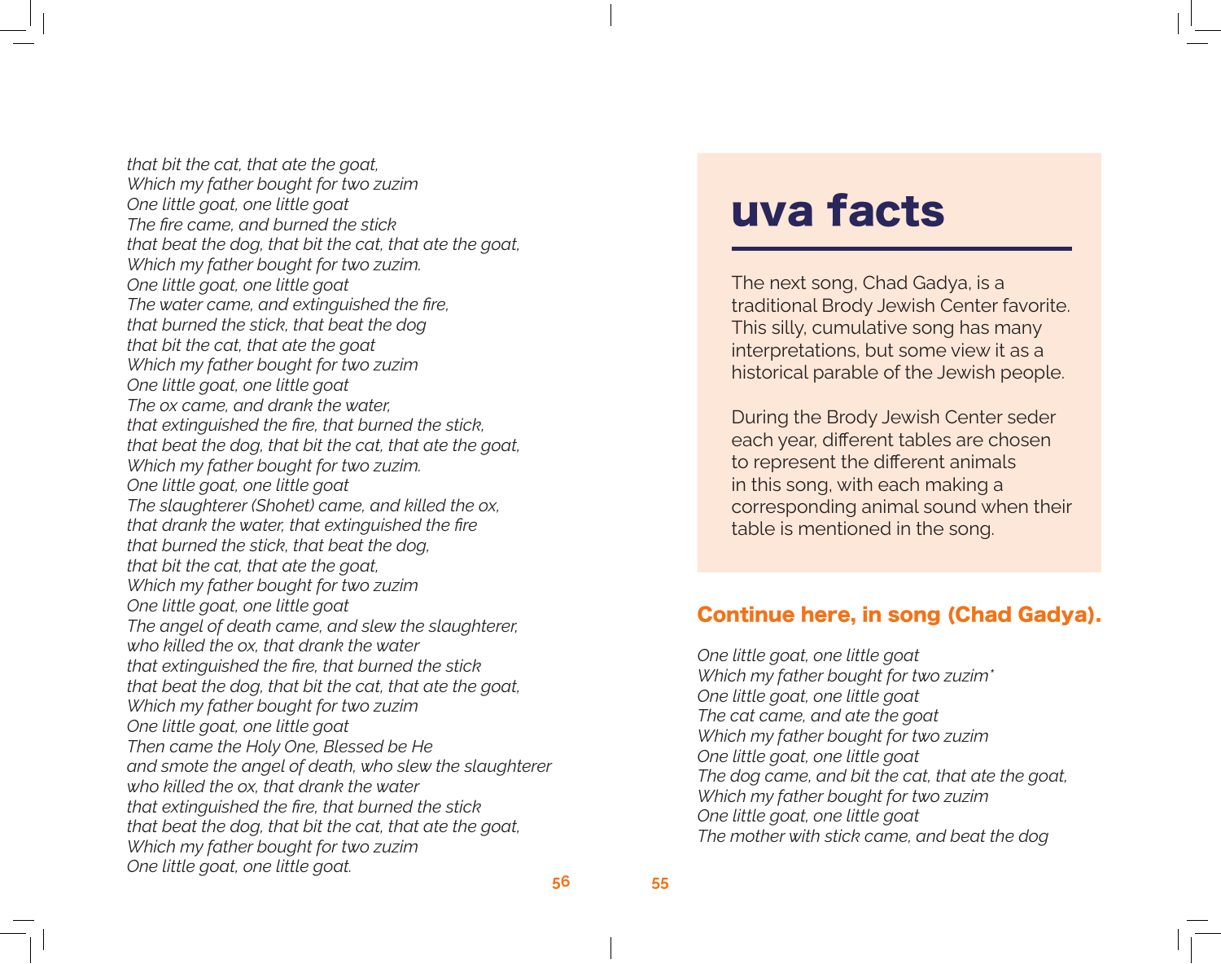# uva facts

The next song, Chad Gadya, is a traditional Brody Jewish Center favorite. This silly, cumulative song has many interpretations, but some view it as a historical parable of the Jewish people.

During the Brody Jewish Center seder each year, different tables are chosen to represent the different animals in this song, with each making a corresponding animal sound when their table is mentioned in the song.

## Continue here, in song (Chad Gadya).

*One little goat, one little goat*
*Which my father bought for two zuzim**
*One little goat, one little goat*
*The cat came, and ate the goat*
*Which my father bought for two zuzim*
*One little goat, one little goat*
*The dog came, and bit the cat, that ate the goat,*
*Which my father bought for two zuzim*
*One little goat, one little goat*
*The mother with stick came, and beat the dog*
*that bit the cat, that ate the goat,*
*Which my father bought for two zuzim*
*One little goat, one little goat*
*The fire came, and burned the stick*
*that beat the dog, that bit the cat, that ate the goat,*
*Which my father bought for two zuzim.*
*One little goat, one little goat*
*The water came, and extinguished the fire,*
*that burned the stick, that beat the dog*
*that bit the cat, that ate the goat*
*Which my father bought for two zuzim*
*One little goat, one little goat*
*The ox came, and drank the water,*
*that extinguished the fire, that burned the stick,*
*that beat the dog, that bit the cat, that ate the goat,*
*Which my father bought for two zuzim.*
*One little goat, one little goat*
*The slaughterer (Shohet) came, and killed the ox,*
*that drank the water, that extinguished the fire*
*that burned the stick, that beat the dog,*
*that bit the cat, that ate the goat,*
*Which my father bought for two zuzim*
*One little goat, one little goat*
*The angel of death came, and slew the slaughterer,*
*who killed the ox, that drank the water*
*that extinguished the fire, that burned the stick*
*that beat the dog, that bit the cat, that ate the goat,*
*Which my father bought for two zuzim*
*One little goat, one little goat*
*Then came the Holy One, Blessed be He*
*and smote the angel of death, who slew the slaughterer*
*who killed the ox, that drank the water*
*that extinguished the fire, that burned the stick*
*that beat the dog, that bit the cat, that ate the goat,*
*Which my father bought for two zuzim*
*One little goat, one little goat.*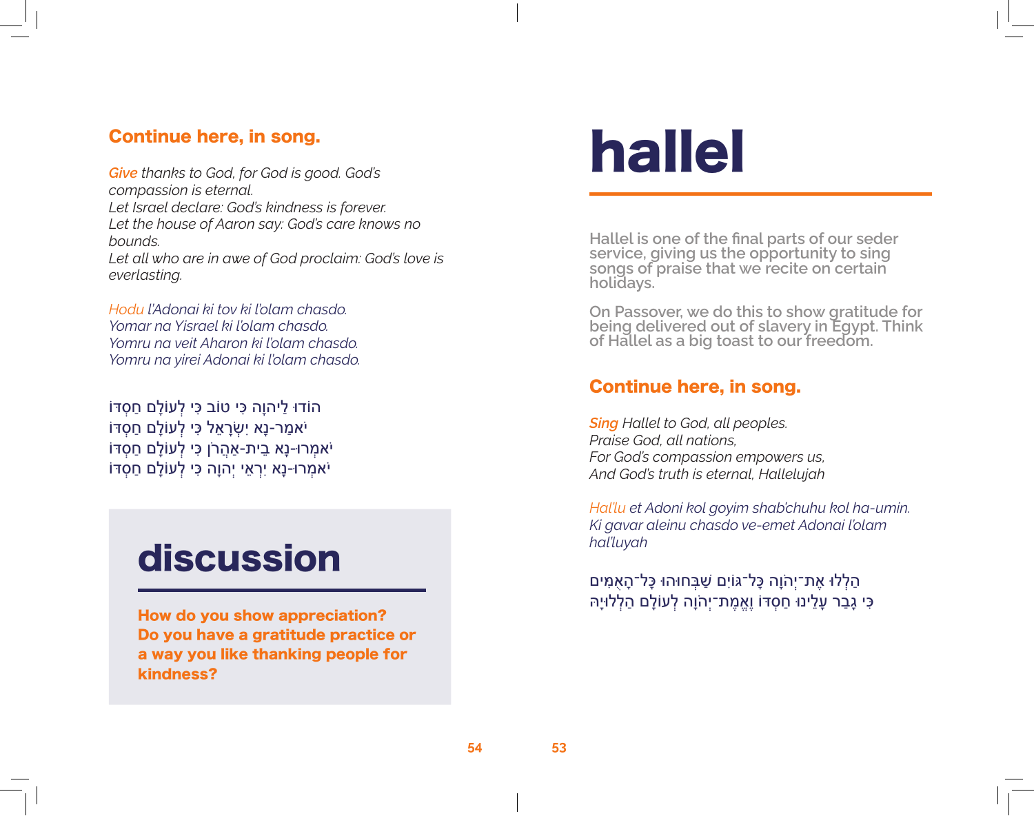# hallel

Hallel is one of the final parts of our seder service, giving us the opportunity to sing songs of praise that we recite on certain holidays.

On Passover, we do this to show gratitude for being delivered out of slavery in Egypt. Think of Hallel as a big toast to our freedom.

## Continue here, in song.

*__Sing__ Hallel to God, all peoples.*
*Praise God, all nations,*
*For God's compassion empowers us,*
*And God's truth is eternal, Hallelujah*

*Hal'lu et Adoni kol goyim shab'chuhu kol ha-umin.*
*Ki gavar aleinu chasdo ve-emet Adonai l'olam hal'luyah*

הַלְלוּ אֶת־יְהֹוָה כָּל־גּוֹיִם שַׁבְּחוּהוּ כָּל־הָאֻמִּים
כִּי גָבַר עָלֵינוּ חַסְדּוֹ וֶאֱמֶת־יְהֹוָה לְעוֹלָם הַלְלוּיָהּ

## Continue here, in song.

*__Give__ thanks to God, for God is good. God's compassion is eternal.*
*Let Israel declare: God's kindness is forever.*
*Let the house of Aaron say: God's care knows no bounds.*
*Let all who are in awe of God proclaim: God's love is everlasting.*

*Hodu l'Adonai ki tov ki l'olam chasdo.*
*Yomar na Yisrael ki l'olam chasdo.*
*Yomru na veit Aharon ki l'olam chasdo.*
*Yomru na yirei Adonai ki l'olam chasdo.*

הוֹדוּ לַיהוָה כִּי טוֹב כִּי לְעוֹלָם חַסְדּוֹ
יֹאמַר-נָא יִשְׂרָאֵל כִּי לְעוֹלָם חַסְדּוֹ
יֹאמְרוּ-נָא בֵית-אַהֲרֹן כִּי לְעוֹלָם חַסְדּוֹ
יֹאמְרוּ-נָא יִרְאֵי יְהוָה כִּי לְעוֹלָם חַסְדּוֹ

## discussion

**How do you show appreciation? Do you have a gratitude practice or a way you like thanking people for kindness?**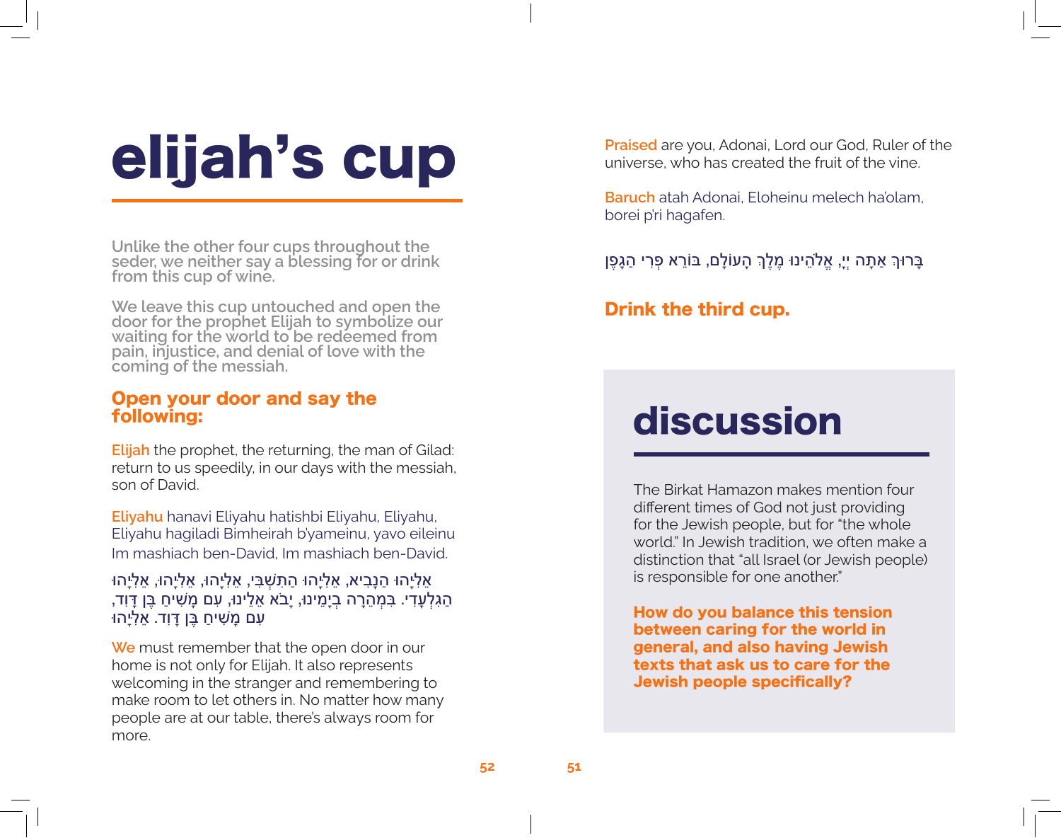# elijah's cup

Unlike the other four cups throughout the seder, we neither say a blessing for or drink from this cup of wine.

We leave this cup untouched and open the door for the prophet Elijah to symbolize our waiting for the world to be redeemed from pain, injustice, and denial of love with the coming of the messiah.

### Open your door and say the following:

Elijah the prophet, the returning, the man of Gilad: return to us speedily, in our days with the messiah, son of David.

Eliyahu hanavi Eliyahu hatishbi Eliyahu, Eliyahu, Eliyahu hagiladi Bimheirah b'yameinu, yavo eileinu Im mashiach ben-David, Im mashiach ben-David.

אֵלִיָּהוּ הַנָּבִיא, אֵלִיָּהוּ הַתִּשְׁבִּי, אֵלִיָּהוּ, אֵלִיָּהוּ, אֵלִיָּהוּ הַגִּלְעָדִי. בִּמְהֵרָה בְיָמֵינוּ, יָבֹא אֵלֵינוּ, עִם מָשִׁיחַ בֶּן דָּוִד, עִם מָשִׁיחַ בֶּן דָּוִד. אֵלִיָּהוּ

We must remember that the open door in our home is not only for Elijah. It also represents welcoming in the stranger and remembering to make room to let others in. No matter how many people are at our table, there's always room for more.

Praised are you, Adonai, Lord our God, Ruler of the universe, who has created the fruit of the vine.

Baruch atah Adonai, Eloheinu melech ha'olam, borei p'ri hagafen.

בָּרוּךְ אַתָּה יְיָ, אֱלֹהֵינוּ מֶלֶךְ הָעוֹלָם, בּוֹרֵא פְּרִי הַגָּפֶן

### Drink the third cup.

## discussion

The Birkat Hamazon makes mention four different times of God not just providing for the Jewish people, but for "the whole world." In Jewish tradition, we often make a distinction that "all Israel (or Jewish people) is responsible for one another."

**How do you balance this tension between caring for the world in general, and also having Jewish texts that ask us to care for the Jewish people specifically?**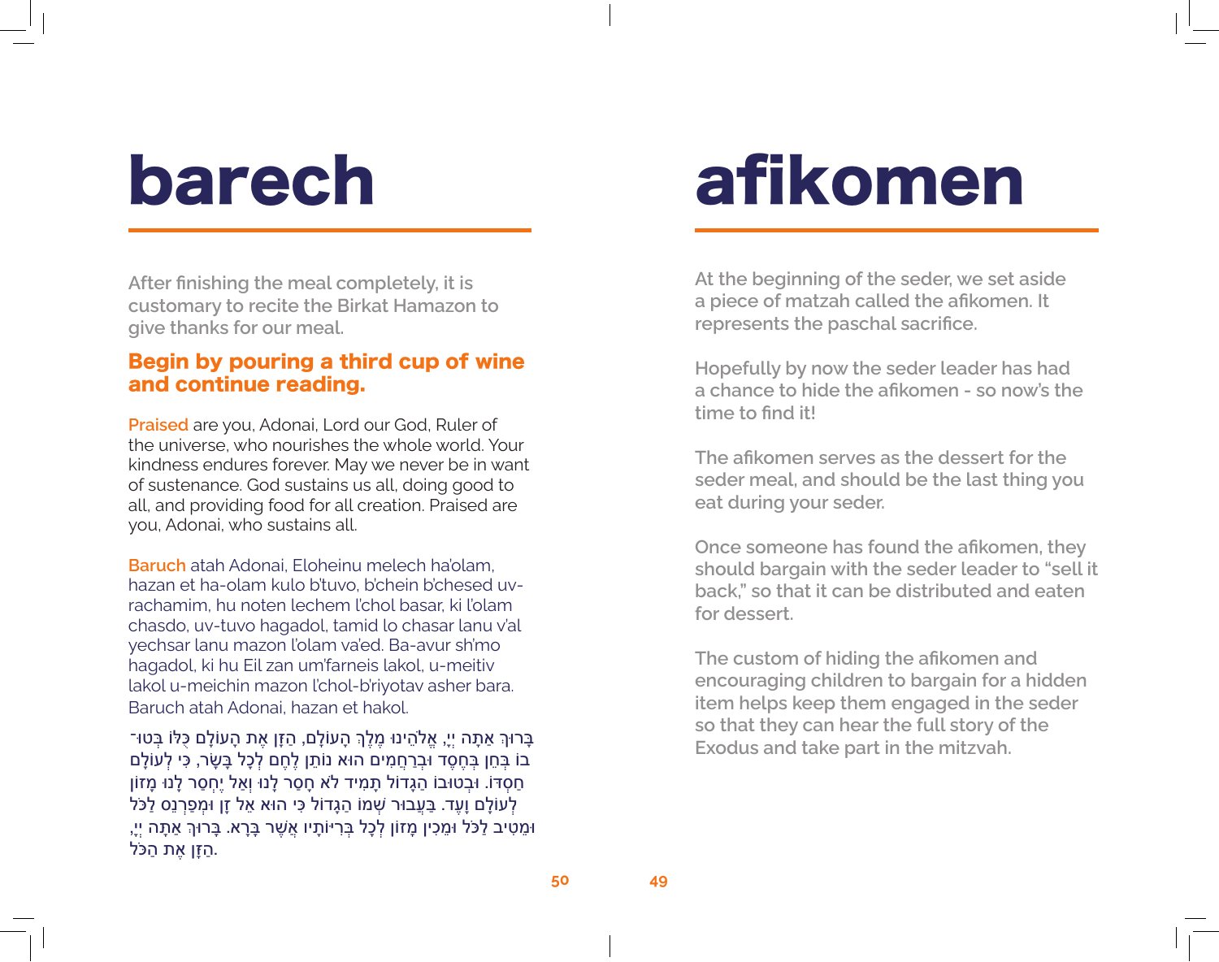# barech

After finishing the meal completely, it is customary to recite the Birkat Hamazon to give thanks for our meal.

**Begin by pouring a third cup of wine and continue reading.**

Praised are you, Adonai, Lord our God, Ruler of the universe, who nourishes the whole world. Your kindness endures forever. May we never be in want of sustenance. God sustains us all, doing good to all, and providing food for all creation. Praised are you, Adonai, who sustains all.

Baruch atah Adonai, Eloheinu melech ha'olam, hazan et ha-olam kulo b'tuvo, b'chein b'chesed uv-rachamim, hu noten lechem l'chol basar, ki l'olam chasdo, uv-tuvo hagadol, tamid lo chasar lanu v'al yechsar lanu mazon l'olam va'ed. Ba-avur sh'mo hagadol, ki hu Eil zan um'farneis lakol, u-meitiv lakol u-meichin mazon l'chol-b'riyotav asher bara. Baruch atah Adonai, hazan et hakol.

בָּרוּךְ אַתָּה יְיָ, אֱלֹהֵינוּ מֶלֶךְ הָעוֹלָם, הַזָּן אֶת הָעוֹלָם כֻּלּוֹ בְּטוּבוֹ בְּחֵן בְּחֶסֶד וּבְרַחֲמִים הוּא נוֹתֵן לֶחֶם לְכָל בָּשָׂר, כִּי לְעוֹלָם חַסְדּוֹ. וּבְטוּבוֹ הַגָּדוֹל תָּמִיד לֹא חָסַר לָנוּ וְאַל יֶחְסַר לָנוּ מָזוֹן לְעוֹלָם וָעֶד. בַּעֲבוּר שְׁמוֹ הַגָּדוֹל כִּי הוּא אֵל זָן וּמְפַרְנֵס לַכֹּל וּמֵטִיב לַכֹּל וּמֵכִין מָזוֹן לְכָל בְּרִיּוֹתָיו אֲשֶׁר בָּרָא. בָּרוּךְ אַתָּה יְיָ, הַזָּן אֶת הַכֹּל.

# afikomen

At the beginning of the seder, we set aside a piece of matzah called the afikomen. It represents the paschal sacrifice.

Hopefully by now the seder leader has had a chance to hide the afikomen - so now's the time to find it!

The afikomen serves as the dessert for the seder meal, and should be the last thing you eat during your seder.

Once someone has found the afikomen, they should bargain with the seder leader to "sell it back," so that it can be distributed and eaten for dessert.

The custom of hiding the afikomen and encouraging children to bargain for a hidden item helps keep them engaged in the seder so that they can hear the full story of the Exodus and take part in the mitzvah.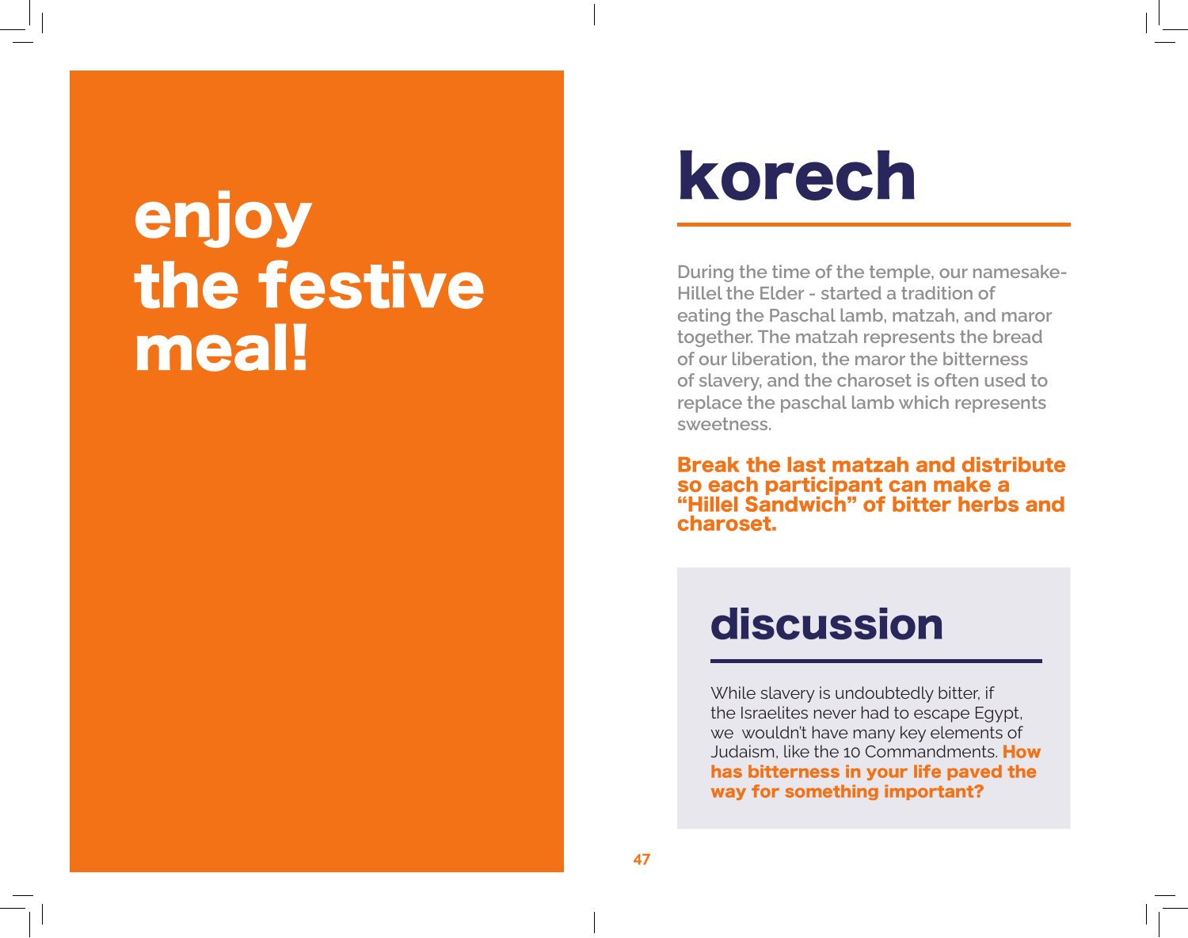# enjoy the festive meal!

# korech

During the time of the temple, our namesake- Hillel the Elder - started a tradition of eating the Paschal lamb, matzah, and maror together. The matzah represents the bread of our liberation, the maror the bitterness of slavery, and the charoset is often used to replace the paschal lamb which represents sweetness.

**Break the last matzah and distribute so each participant can make a "Hillel Sandwich" of bitter herbs and charoset.**

## discussion

While slavery is undoubtedly bitter, if the Israelites never had to escape Egypt, we wouldn't have many key elements of Judaism, like the 10 Commandments. **How has bitterness in your life paved the way for something important?**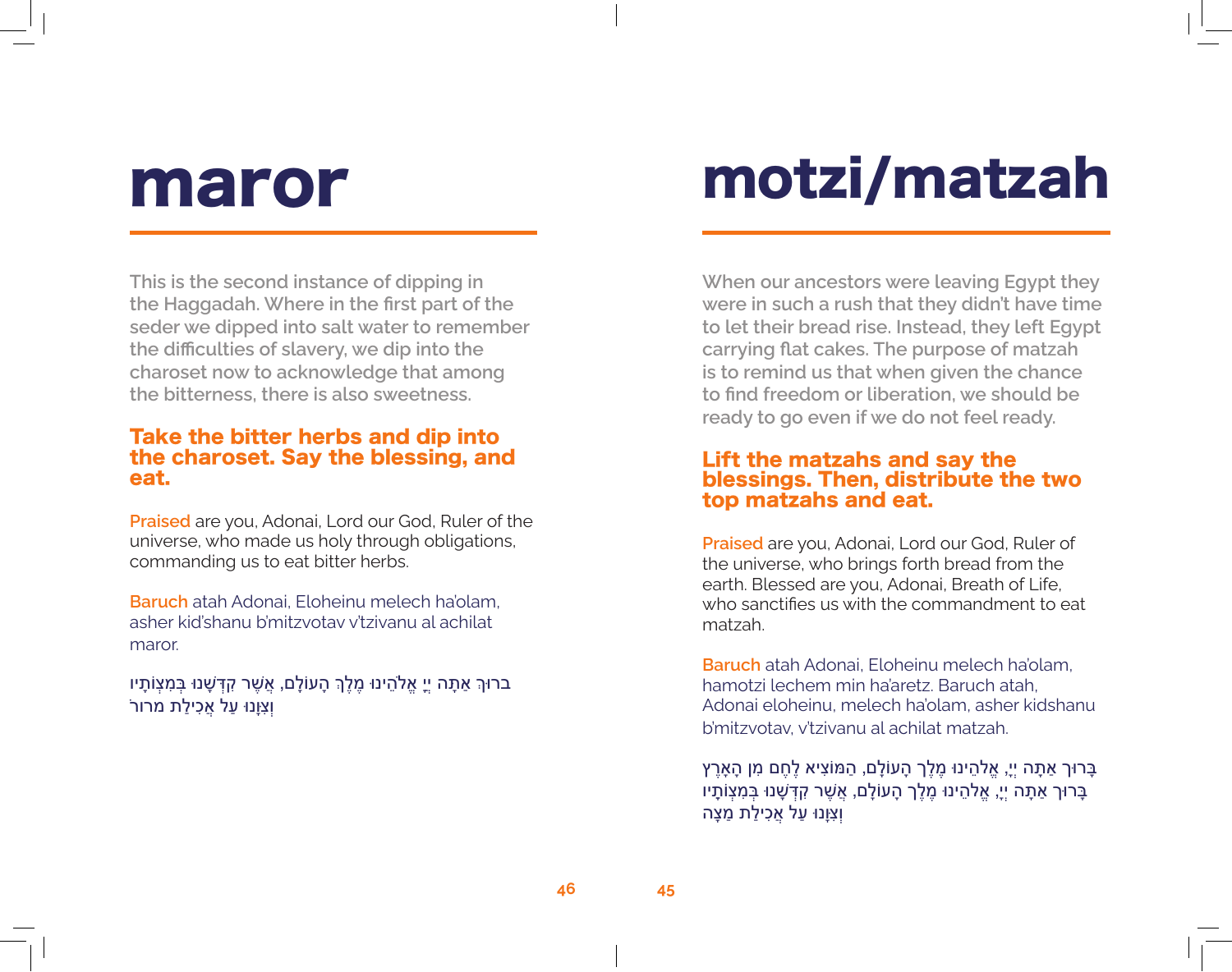# motzi/matzah

When our ancestors were leaving Egypt they were in such a rush that they didn't have time to let their bread rise. Instead, they left Egypt carrying flat cakes. The purpose of matzah is to remind us that when given the chance to find freedom or liberation, we should be ready to go even if we do not feel ready.

### Lift the matzahs and say the blessings. Then, distribute the two top matzahs and eat.

**Praised** are you, Adonai, Lord our God, Ruler of the universe, who brings forth bread from the earth. Blessed are you, Adonai, Breath of Life, who sanctifies us with the commandment to eat matzah.

**Baruch** atah Adonai, Eloheinu melech ha'olam, hamotzi lechem min ha'aretz. Baruch atah, Adonai eloheinu, melech ha'olam, asher kidshanu b'mitzvotav, v'tzivanu al achilat matzah.

בָּרוּךְ אַתָּה יְיָ, אֱלֹהֵינוּ מֶלֶךְ הָעוֹלָם, הַמּוֹצִיא לֶחֶם מִן הָאָרֶץ
בָּרוּךְ אַתָּה יְיָ, אֱלֹהֵינוּ מֶלֶךְ הָעוֹלָם, אֲשֶׁר קִדְּשָׁנוּ בְּמִצְוֹתָיו
וְצִוָּנוּ עַל אֲכִילַת מַצָּה

# maror

This is the second instance of dipping in the Haggadah. Where in the first part of the seder we dipped into salt water to remember the difficulties of slavery, we dip into the charoset now to acknowledge that among the bitterness, there is also sweetness.

### Take the bitter herbs and dip into the charoset. Say the blessing, and eat.

**Praised** are you, Adonai, Lord our God, Ruler of the universe, who made us holy through obligations, commanding us to eat bitter herbs.

**Baruch** atah Adonai, Eloheinu melech ha'olam, asher kid'shanu b'mitzvotav v'tzivanu al achilat maror.

ברוּךְ אַתָּה יְיָ אֱלֹהֵינוּ מֶלֶךְ הָעוֹלָם, אֲשֶׁר קִדְּשָׁנוּ בְּמִצְוֹתָיו
וְצִוָּנוּ עַל אֲכִילַת מרוֹר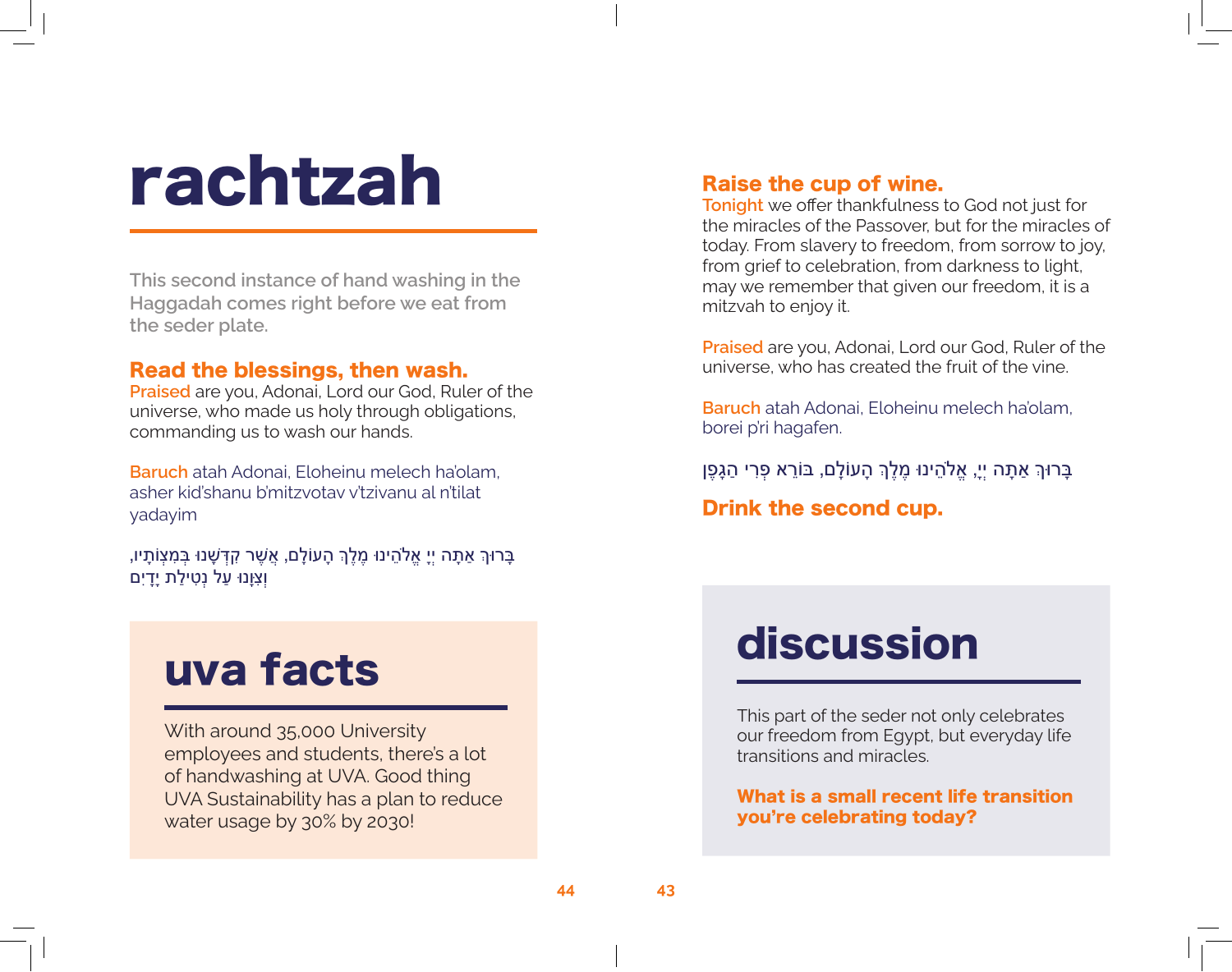# rachtzah

This second instance of hand washing in the Haggadah comes right before we eat from the seder plate.

### Read the blessings, then wash.

Praised are you, Adonai, Lord our God, Ruler of the universe, who made us holy through obligations, commanding us to wash our hands.

Baruch atah Adonai, Eloheinu melech ha'olam, asher kid'shanu b'mitzvotav v'tzivanu al n'tilat yadayim

בָּרוּךְ אַתָּה יְיָ אֱלֹהֵינוּ מֶלֶךְ הָעוֹלָם, אֲשֶׁר קִדְּשָׁנוּ בְּמִצְוֹתָיו, וְצִוָּנוּ עַל נְטִילַת יָדָיִם

## uva facts

With around 35,000 University employees and students, there's a lot of handwashing at UVA. Good thing UVA Sustainability has a plan to reduce water usage by 30% by 2030!

### Raise the cup of wine.

Tonight we offer thankfulness to God not just for the miracles of the Passover, but for the miracles of today. From slavery to freedom, from sorrow to joy, from grief to celebration, from darkness to light, may we remember that given our freedom, it is a mitzvah to enjoy it.

Praised are you, Adonai, Lord our God, Ruler of the universe, who has created the fruit of the vine.

Baruch atah Adonai, Eloheinu melech ha'olam, borei p'ri hagafen.

בָּרוּךְ אַתָּה יְיָ, אֱלֹהֵינוּ מֶלֶךְ הָעוֹלָם, בּוֹרֵא פְּרִי הַגָּפֶן

### Drink the second cup.

## discussion

This part of the seder not only celebrates our freedom from Egypt, but everyday life transitions and miracles.

**What is a small recent life transition you're celebrating today?**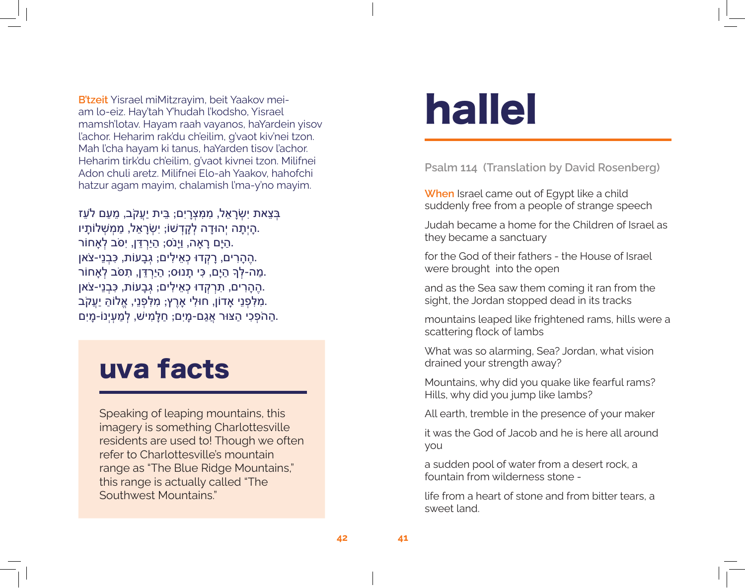**B'tzeit** Yisrael miMitzrayim, beit Yaakov mei-am lo-eiz. Hay'tah Y'hudah l'kodsho, Yisrael mamsh'lotav. Hayam raah vayanos, haYardein yisov l'achor. Heharim rak'du ch'eilim, g'vaot kiv'nei tzon. Mah l'cha hayam ki tanus, haYarden tisov l'achor. Heharim tirk'du ch'eilim, g'vaot kivnei tzon. Milifnei Adon chuli aretz. Milifnei Elo-ah Yaakov, hahofchi hatzur agam mayim, chalamish l'ma-y'no mayim.

בְּצֵאת יִשְׂרָאֵל, מִמִּצְרָיִם; בֵּית יַעֲקֹב, מֵעַם לֹעֵז.
הָיְתָה יְהוּדָה לְקָדְשׁוֹ; יִשְׂרָאֵל, מַמְשְׁלוֹתָיו.
הַיָּם רָאָה, וַיָּנֹס; הַיַּרְדֵּן, יִסֹּב לְאָחוֹר.
הֶהָרִים, רָקְדוּ כְאֵילִים; גְּבָעוֹת, כִּבְנֵי-צֹאן.
מַה-לְּךָ הַיָּם, כִּי תָנוּס; הַיַּרְדֵּן, תִּסֹּב לְאָחוֹר.
הֶהָרִים, תִּרְקְדוּ כְאֵילִים; גְּבָעוֹת, כִּבְנֵי-צֹאן.
מִלִּפְנֵי אָדוֹן, חוּלִי אָרֶץ; מִלִּפְנֵי, אֱלוֹהַּ יַעֲקֹב.
הַהֹפְכִי הַצּוּר אֲגַם-מָיִם; חַלָּמִישׁ, לְמַעְיְנוֹ-מָיִם.

## uva facts

Speaking of leaping mountains, this imagery is something Charlottesville residents are used to! Though we often refer to Charlottesville's mountain range as "The Blue Ridge Mountains," this range is actually called "The Southwest Mountains."

# hallel

**Psalm 114 (Translation by David Rosenberg)**

**When** Israel came out of Egypt like a child suddenly free from a people of strange speech

Judah became a home for the Children of Israel as they became a sanctuary

for the God of their fathers - the House of Israel were brought into the open

and as the Sea saw them coming it ran from the sight, the Jordan stopped dead in its tracks

mountains leaped like frightened rams, hills were a scattering flock of lambs

What was so alarming, Sea? Jordan, what vision drained your strength away?

Mountains, why did you quake like fearful rams? Hills, why did you jump like lambs?

All earth, tremble in the presence of your maker

it was the God of Jacob and he is here all around you

a sudden pool of water from a desert rock, a fountain from wilderness stone -

life from a heart of stone and from bitter tears, a sweet land.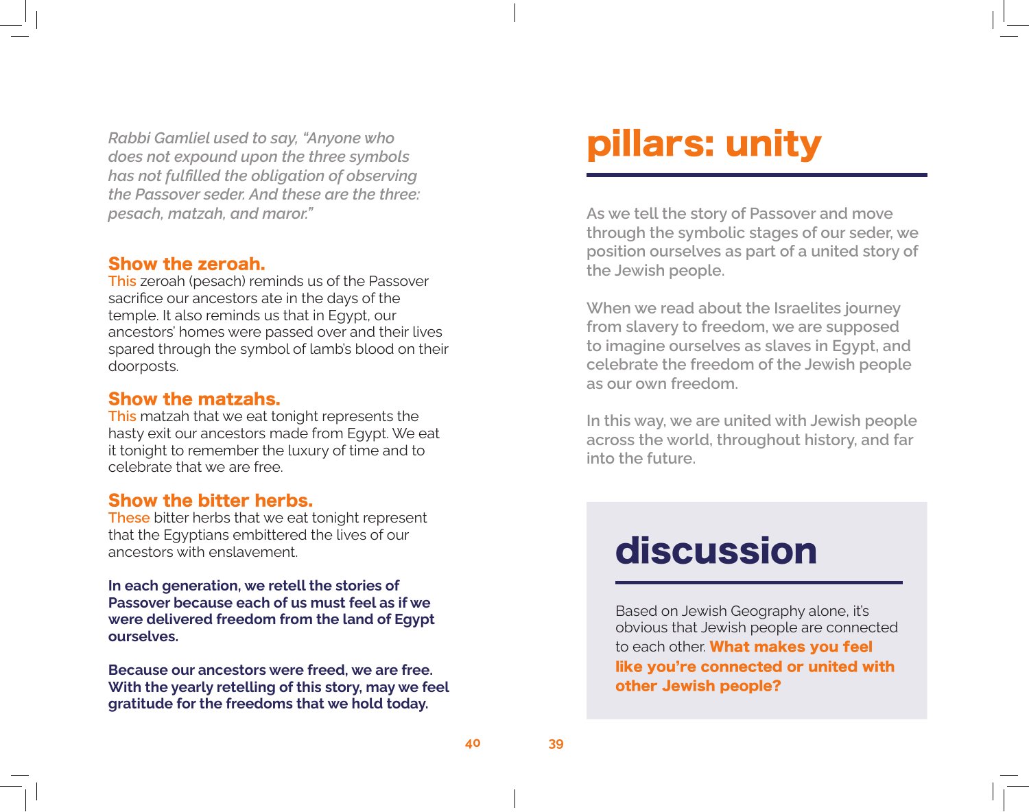*Rabbi Gamliel used to say, "Anyone who does not expound upon the three symbols has not fulfilled the obligation of observing the Passover seder. And these are the three: pesach, matzah, and maror."*

### Show the zeroah.

This zeroah (pesach) reminds us of the Passover sacrifice our ancestors ate in the days of the temple. It also reminds us that in Egypt, our ancestors' homes were passed over and their lives spared through the symbol of lamb's blood on their doorposts.

### Show the matzahs.

This matzah that we eat tonight represents the hasty exit our ancestors made from Egypt. We eat it tonight to remember the luxury of time and to celebrate that we are free.

### Show the bitter herbs.

These bitter herbs that we eat tonight represent that the Egyptians embittered the lives of our ancestors with enslavement.

**In each generation, we retell the stories of Passover because each of us must feel as if we were delivered freedom from the land of Egypt ourselves.**

**Because our ancestors were freed, we are free. With the yearly retelling of this story, may we feel gratitude for the freedoms that we hold today.**

# pillars: unity

As we tell the story of Passover and move through the symbolic stages of our seder, we position ourselves as part of a united story of the Jewish people.

When we read about the Israelites journey from slavery to freedom, we are supposed to imagine ourselves as slaves in Egypt, and celebrate the freedom of the Jewish people as our own freedom.

In this way, we are united with Jewish people across the world, throughout history, and far into the future.

## discussion

Based on Jewish Geography alone, it's obvious that Jewish people are connected to each other. **What makes you feel like you're connected or united with other Jewish people?**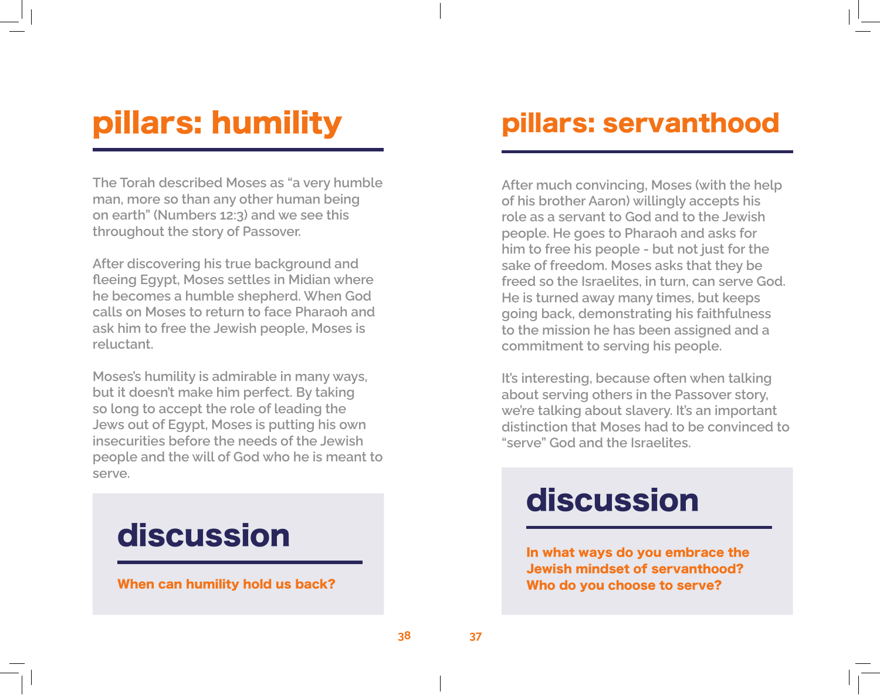# pillars: humility

The Torah described Moses as "a very humble man, more so than any other human being on earth" (Numbers 12:3) and we see this throughout the story of Passover.

After discovering his true background and fleeing Egypt, Moses settles in Midian where he becomes a humble shepherd. When God calls on Moses to return to face Pharaoh and ask him to free the Jewish people, Moses is reluctant.

Moses's humility is admirable in many ways, but it doesn't make him perfect. By taking so long to accept the role of leading the Jews out of Egypt, Moses is putting his own insecurities before the needs of the Jewish people and the will of God who he is meant to serve.

## discussion

**When can humility hold us back?**

# pillars: servanthood

After much convincing, Moses (with the help of his brother Aaron) willingly accepts his role as a servant to God and to the Jewish people. He goes to Pharaoh and asks for him to free his people - but not just for the sake of freedom. Moses asks that they be freed so the Israelites, in turn, can serve God. He is turned away many times, but keeps going back, demonstrating his faithfulness to the mission he has been assigned and a commitment to serving his people.

It's interesting, because often when talking about serving others in the Passover story, we're talking about slavery. It's an important distinction that Moses had to be convinced to "serve" God and the Israelites.

## discussion

**In what ways do you embrace the Jewish mindset of servanthood? Who do you choose to serve?**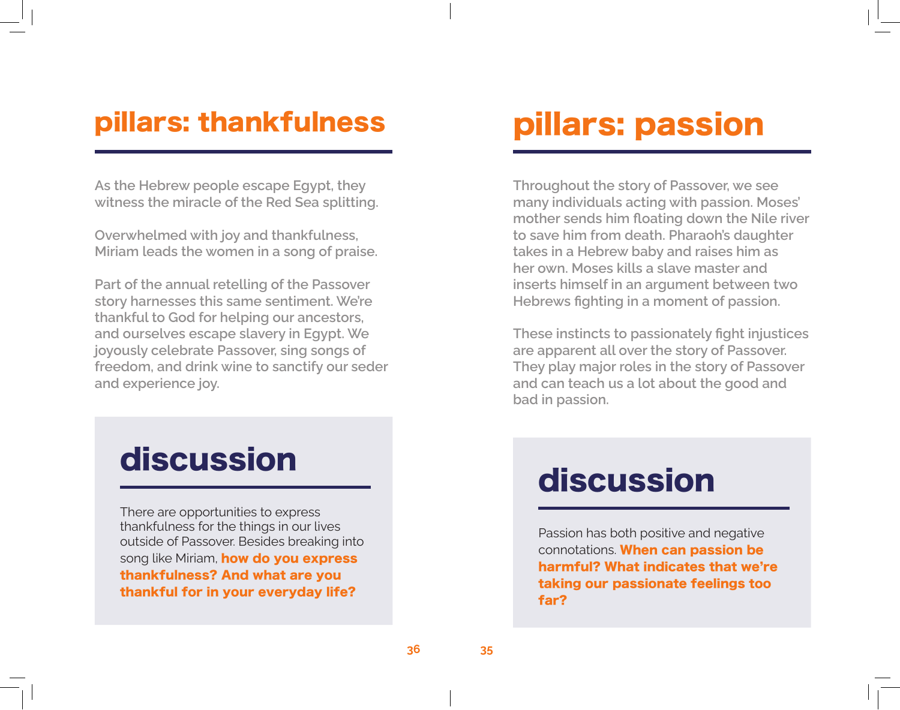## pillars: thankfulness

As the Hebrew people escape Egypt, they witness the miracle of the Red Sea splitting.

Overwhelmed with joy and thankfulness, Miriam leads the women in a song of praise.

Part of the annual retelling of the Passover story harnesses this same sentiment. We're thankful to God for helping our ancestors, and ourselves escape slavery in Egypt. We joyously celebrate Passover, sing songs of freedom, and drink wine to sanctify our seder and experience joy.

### discussion

There are opportunities to express thankfulness for the things in our lives outside of Passover. Besides breaking into song like Miriam, **how do you express thankfulness? And what are you thankful for in your everyday life?**

## pillars: passion

Throughout the story of Passover, we see many individuals acting with passion. Moses' mother sends him floating down the Nile river to save him from death. Pharaoh's daughter takes in a Hebrew baby and raises him as her own. Moses kills a slave master and inserts himself in an argument between two Hebrews fighting in a moment of passion.

These instincts to passionately fight injustices are apparent all over the story of Passover. They play major roles in the story of Passover and can teach us a lot about the good and bad in passion.

### discussion

Passion has both positive and negative connotations. **When can passion be harmful? What indicates that we're taking our passionate feelings too far?**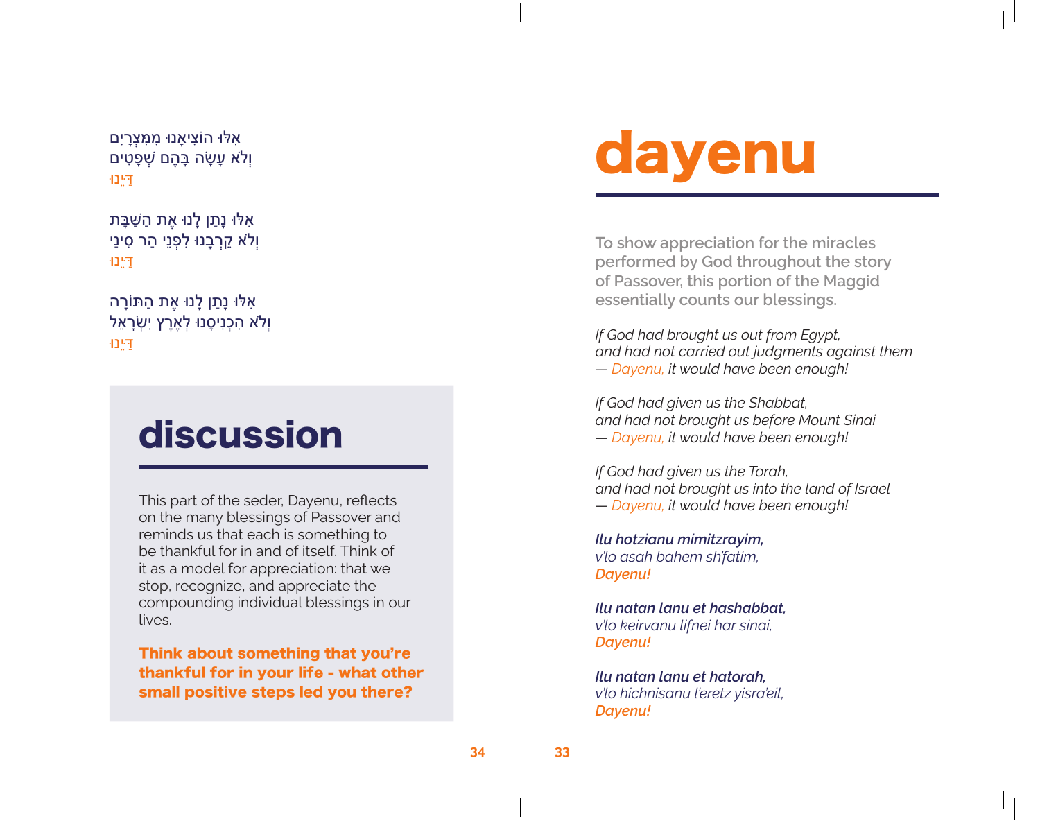# dayenu

**To show appreciation for the miracles performed by God throughout the story of Passover, this portion of the Maggid essentially counts our blessings.**

*If God had brought us out from Egypt,*
*and had not carried out judgments against them*
*— Dayenu, it would have been enough!*

*If God had given us the Shabbat,*
*and had not brought us before Mount Sinai*
*— Dayenu, it would have been enough!*

*If God had given us the Torah,*
*and had not brought us into the land of Israel*
*— Dayenu, it would have been enough!*

***Ilu hotzianu mimitzrayim,***
*v'lo asah bahem sh'fatim,*
***Dayenu!***

***Ilu natan lanu et hashabbat,***
*v'lo keirvanu lifnei har sinai,*
***Dayenu!***

***Ilu natan lanu et hatorah,***
*v'lo hichnisanu l'eretz yisra'eil,*
***Dayenu!***

אִלּוּ הוֹצִיאָנוּ מִמִּצְרָיִם
וְלֹא עָשָׂה בָּהֶם שְׁפָטִים
דַּיֵּנוּ

אִלּוּ נָתַן לָנוּ אֶת הַשַּׁבָּת
וְלֹא קֵרְבָנוּ לִפְנֵי הַר סִינַי
דַּיֵּנוּ

אִלּוּ נָתַן לָנוּ אֶת הַתּוֹרָה
וְלֹא הִכְנִיסָנוּ לְאֶרֶץ יִשְׂרָאֵל
דַּיֵּנוּ

## discussion

This part of the seder, Dayenu, reflects on the many blessings of Passover and reminds us that each is something to be thankful for in and of itself. Think of it as a model for appreciation: that we stop, recognize, and appreciate the compounding individual blessings in our lives.

**Think about something that you're thankful for in your life - what other small positive steps led you there?**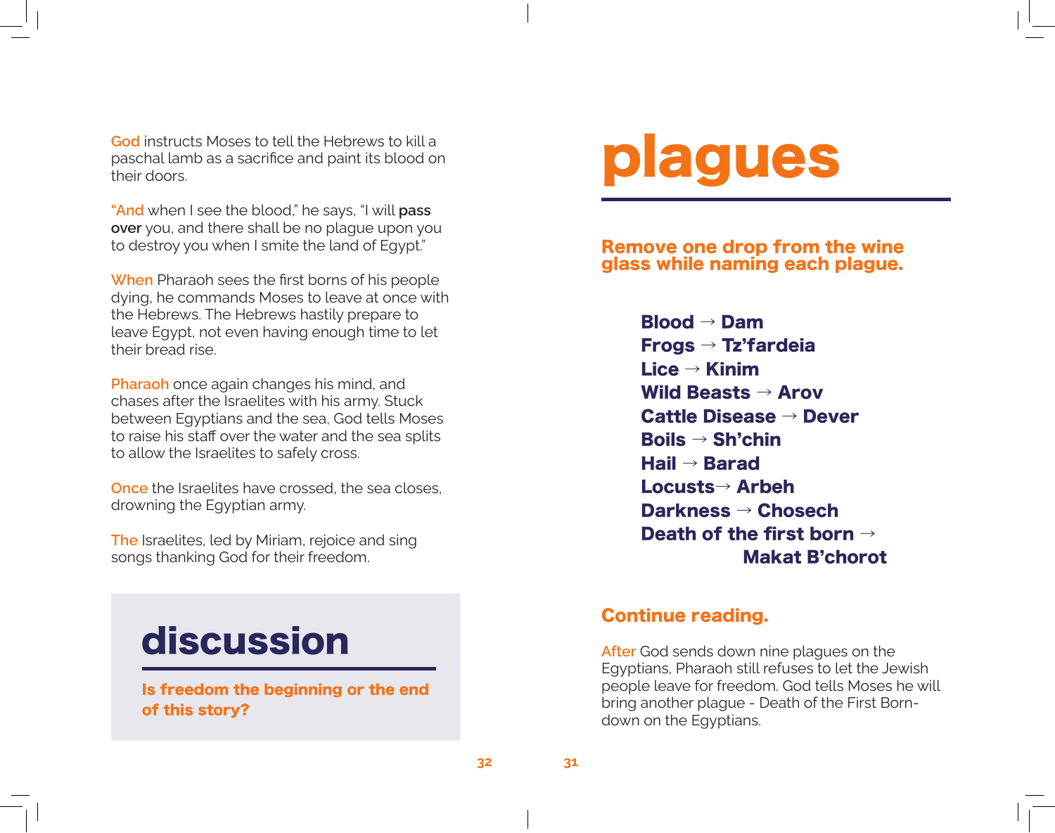# plagues

**Remove one drop from the wine glass while naming each plague.**

**Blood → Dam**
**Frogs → Tz'fardeia**
**Lice → Kinim**
**Wild Beasts → Arov**
**Cattle Disease → Dever**
**Boils → Sh'chin**
**Hail → Barad**
**Locusts→ Arbeh**
**Darkness → Chosech**
**Death of the first born → Makat B'chorot**

## Continue reading.

After God sends down nine plagues on the Egyptians, Pharaoh still refuses to let the Jewish people leave for freedom. God tells Moses he will bring another plague - Death of the First Born- down on the Egyptians.

God instructs Moses to tell the Hebrews to kill a paschal lamb as a sacrifice and paint its blood on their doors.

"And when I see the blood," he says, "I will **pass over** you, and there shall be no plague upon you to destroy you when I smite the land of Egypt."

When Pharaoh sees the first borns of his people dying, he commands Moses to leave at once with the Hebrews. The Hebrews hastily prepare to leave Egypt, not even having enough time to let their bread rise.

Pharaoh once again changes his mind, and chases after the Israelites with his army. Stuck between Egyptians and the sea, God tells Moses to raise his staff over the water and the sea splits to allow the Israelites to safely cross.

Once the Israelites have crossed, the sea closes, drowning the Egyptian army.

The Israelites, led by Miriam, rejoice and sing songs thanking God for their freedom.

## discussion

**Is freedom the beginning or the end of this story?**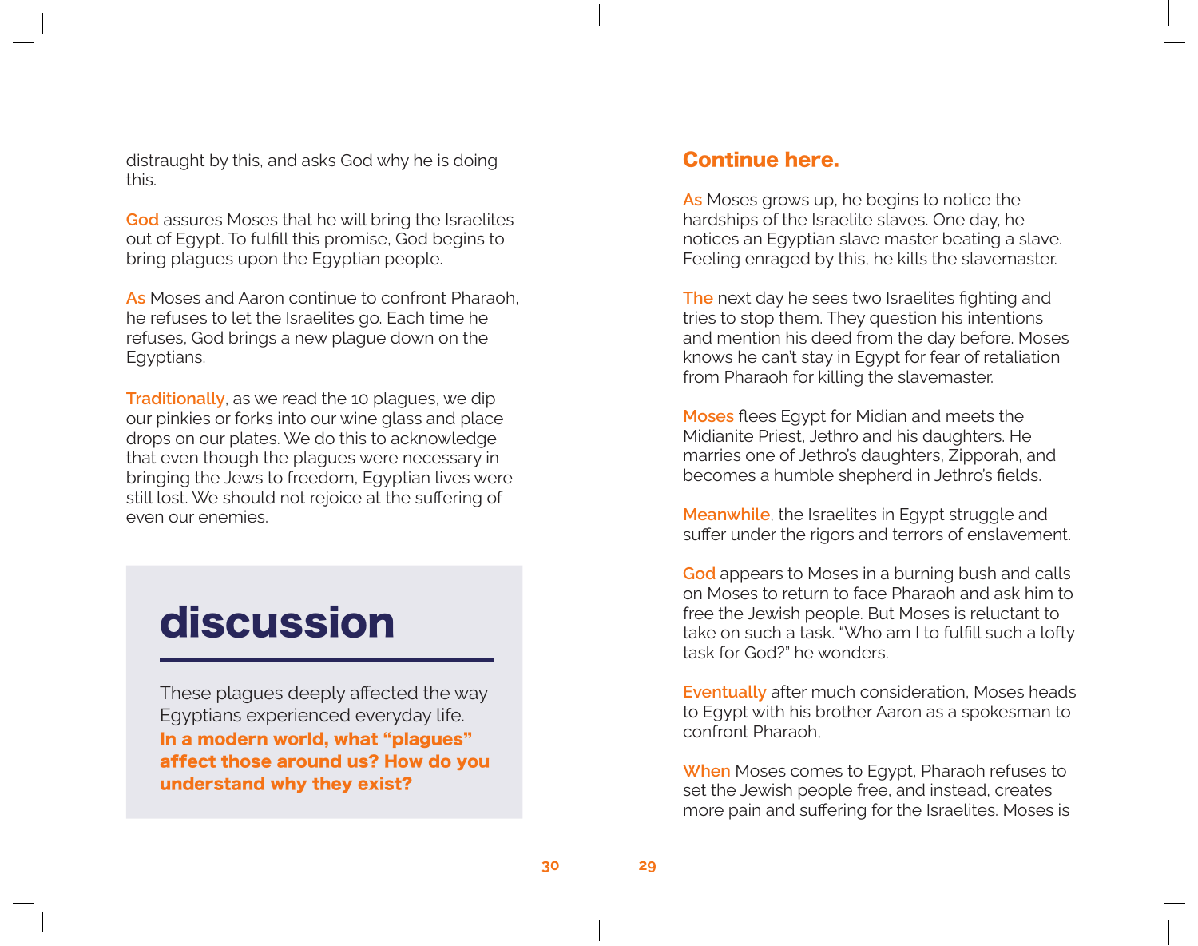## Continue here.

As Moses grows up, he begins to notice the hardships of the Israelite slaves. One day, he notices an Egyptian slave master beating a slave. Feeling enraged by this, he kills the slavemaster.

The next day he sees two Israelites fighting and tries to stop them. They question his intentions and mention his deed from the day before. Moses knows he can't stay in Egypt for fear of retaliation from Pharaoh for killing the slavemaster.

Moses flees Egypt for Midian and meets the Midianite Priest, Jethro and his daughters. He marries one of Jethro's daughters, Zipporah, and becomes a humble shepherd in Jethro's fields.

Meanwhile, the Israelites in Egypt struggle and suffer under the rigors and terrors of enslavement.

God appears to Moses in a burning bush and calls on Moses to return to face Pharaoh and ask him to free the Jewish people. But Moses is reluctant to take on such a task. "Who am I to fulfill such a lofty task for God?" he wonders.

Eventually after much consideration, Moses heads to Egypt with his brother Aaron as a spokesman to confront Pharaoh,

When Moses comes to Egypt, Pharaoh refuses to set the Jewish people free, and instead, creates more pain and suffering for the Israelites. Moses is distraught by this, and asks God why he is doing this.

God assures Moses that he will bring the Israelites out of Egypt. To fulfill this promise, God begins to bring plagues upon the Egyptian people.

As Moses and Aaron continue to confront Pharaoh, he refuses to let the Israelites go. Each time he refuses, God brings a new plague down on the Egyptians.

Traditionally, as we read the 10 plagues, we dip our pinkies or forks into our wine glass and place drops on our plates. We do this to acknowledge that even though the plagues were necessary in bringing the Jews to freedom, Egyptian lives were still lost. We should not rejoice at the suffering of even our enemies.

# discussion

These plagues deeply affected the way Egyptians experienced everyday life. **In a modern world, what "plagues" affect those around us? How do you understand why they exist?**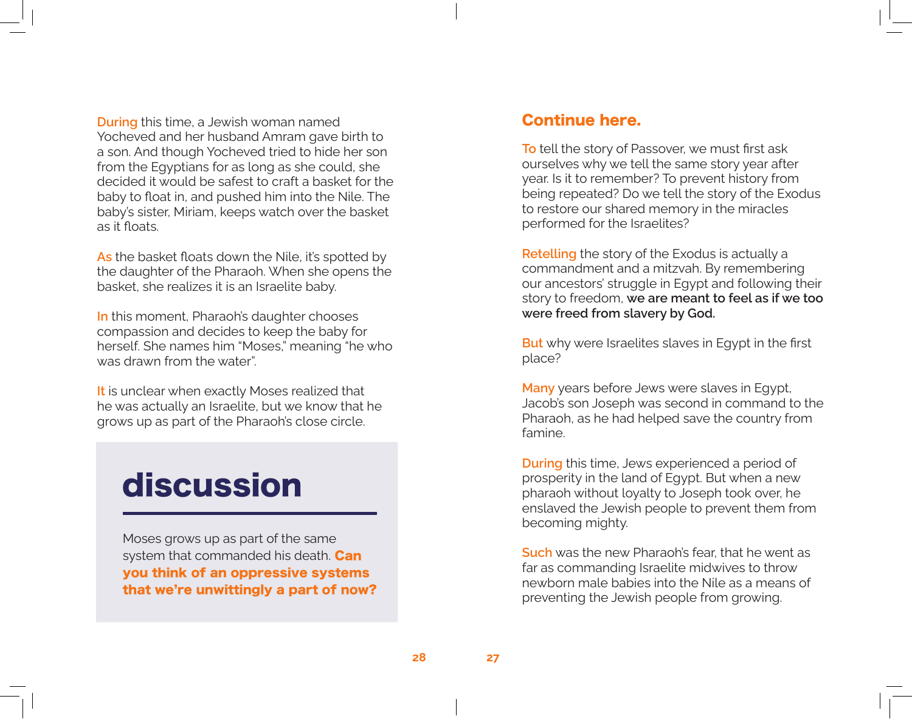## Continue here.

To tell the story of Passover, we must first ask ourselves why we tell the same story year after year. Is it to remember? To prevent history from being repeated? Do we tell the story of the Exodus to restore our shared memory in the miracles performed for the Israelites?

Retelling the story of the Exodus is actually a commandment and a mitzvah. By remembering our ancestors' struggle in Egypt and following their story to freedom, **we are meant to feel as if we too were freed from slavery by God.**

But why were Israelites slaves in Egypt in the first place?

Many years before Jews were slaves in Egypt, Jacob's son Joseph was second in command to the Pharaoh, as he had helped save the country from famine.

During this time, Jews experienced a period of prosperity in the land of Egypt. But when a new pharaoh without loyalty to Joseph took over, he enslaved the Jewish people to prevent them from becoming mighty.

Such was the new Pharaoh's fear, that he went as far as commanding Israelite midwives to throw newborn male babies into the Nile as a means of preventing the Jewish people from growing.

During this time, a Jewish woman named Yocheved and her husband Amram gave birth to a son. And though Yocheved tried to hide her son from the Egyptians for as long as she could, she decided it would be safest to craft a basket for the baby to float in, and pushed him into the Nile. The baby's sister, Miriam, keeps watch over the basket as it floats.

As the basket floats down the Nile, it's spotted by the daughter of the Pharaoh. When she opens the basket, she realizes it is an Israelite baby.

In this moment, Pharaoh's daughter chooses compassion and decides to keep the baby for herself. She names him "Moses," meaning "he who was drawn from the water".

It is unclear when exactly Moses realized that he was actually an Israelite, but we know that he grows up as part of the Pharaoh's close circle.

## discussion

Moses grows up as part of the same system that commanded his death. **Can you think of an oppressive systems that we're unwittingly a part of now?**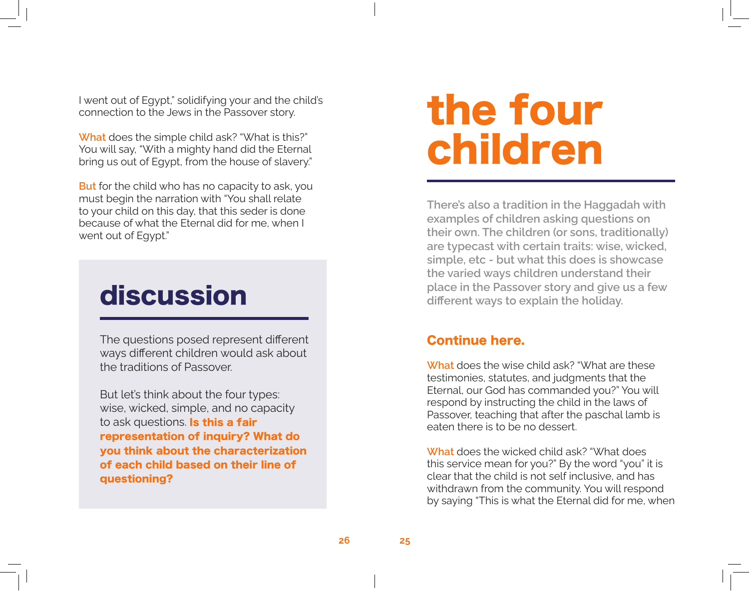# the four children

**There's also a tradition in the Haggadah with examples of children asking questions on their own. The children (or sons, traditionally) are typecast with certain traits: wise, wicked, simple, etc - but what this does is showcase the varied ways children understand their place in the Passover story and give us a few different ways to explain the holiday.**

### Continue here.

What does the wise child ask? "What are these testimonies, statutes, and judgments that the Eternal, our God has commanded you?" You will respond by instructing the child in the laws of Passover, teaching that after the paschal lamb is eaten there is to be no dessert.

What does the wicked child ask? "What does this service mean for you?" By the word "you" it is clear that the child is not self inclusive, and has withdrawn from the community. You will respond by saying "This is what the Eternal did for me, when I went out of Egypt," solidifying your and the child's connection to the Jews in the Passover story.

What does the simple child ask? "What is this?" You will say, "With a mighty hand did the Eternal bring us out of Egypt, from the house of slavery."

But for the child who has no capacity to ask, you must begin the narration with "You shall relate to your child on this day, that this seder is done because of what the Eternal did for me, when I went out of Egypt."

## discussion

The questions posed represent different ways different children would ask about the traditions of Passover.

But let's think about the four types: wise, wicked, simple, and no capacity to ask questions. **Is this a fair representation of inquiry? What do you think about the characterization of each child based on their line of questioning?**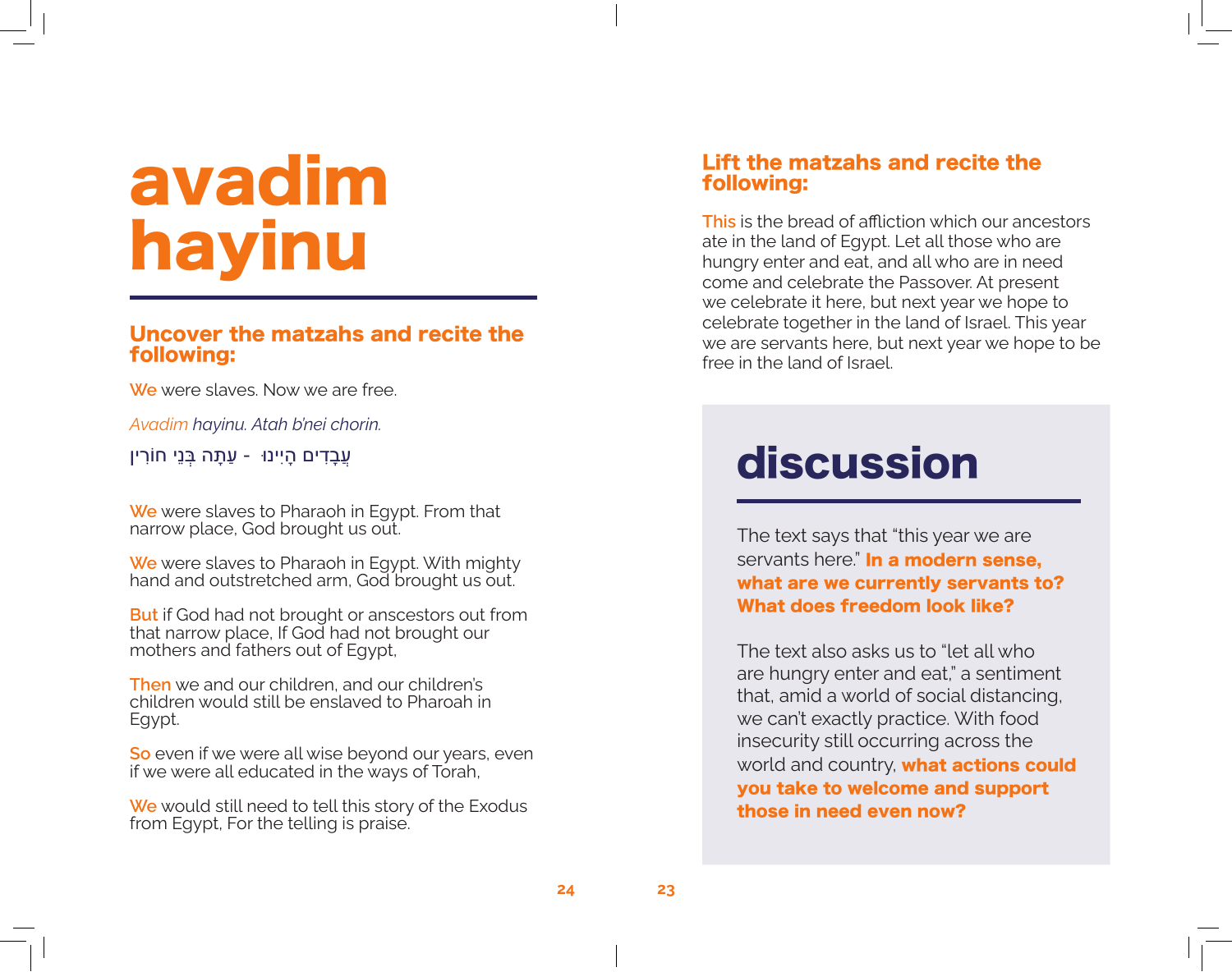# avadim hayinu

### Uncover the matzahs and recite the following:

We were slaves. Now we are free.

*Avadim hayinu. Atah b'nei chorin.*

עֲבָדִים הָיִינוּ - עַתָּה בְּנֵי חוֹרִין

We were slaves to Pharaoh in Egypt. From that narrow place, God brought us out.

We were slaves to Pharaoh in Egypt. With mighty hand and outstretched arm, God brought us out.

But if God had not brought or anscestors out from that narrow place, If God had not brought our mothers and fathers out of Egypt,

Then we and our children, and our children's children would still be enslaved to Pharoah in Egypt.

So even if we were all wise beyond our years, even if we were all educated in the ways of Torah,

We would still need to tell this story of the Exodus from Egypt, For the telling is praise.

### Lift the matzahs and recite the following:

This is the bread of affliction which our ancestors ate in the land of Egypt. Let all those who are hungry enter and eat, and all who are in need come and celebrate the Passover. At present we celebrate it here, but next year we hope to celebrate together in the land of Israel. This year we are servants here, but next year we hope to be free in the land of Israel.

## discussion

The text says that "this year we are servants here." **In a modern sense, what are we currently servants to? What does freedom look like?**

The text also asks us to "let all who are hungry enter and eat," a sentiment that, amid a world of social distancing, we can't exactly practice. With food insecurity still occurring across the world and country, **what actions could you take to welcome and support those in need even now?**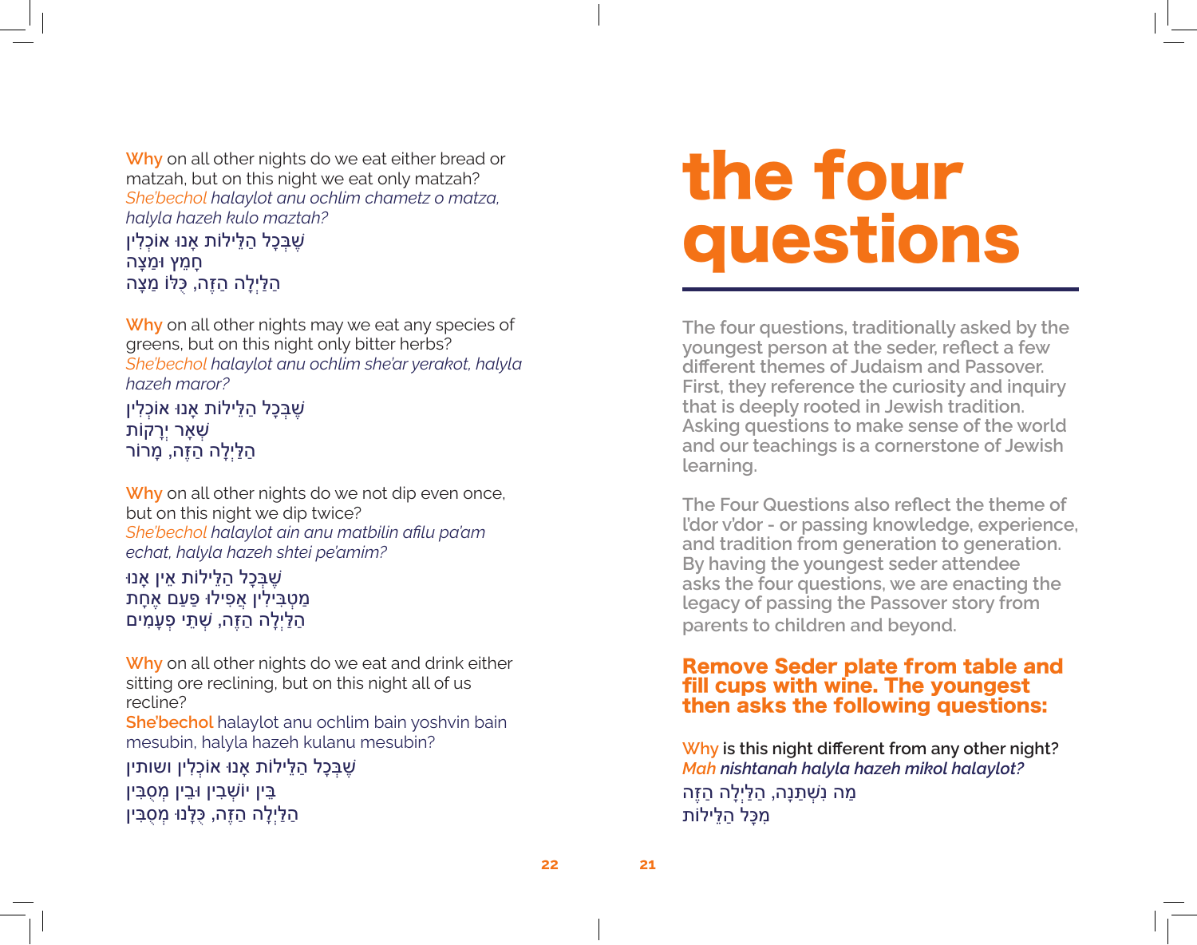# the four questions

The four questions, traditionally asked by the youngest person at the seder, reflect a few different themes of Judaism and Passover. First, they reference the curiosity and inquiry that is deeply rooted in Jewish tradition. Asking questions to make sense of the world and our teachings is a cornerstone of Jewish learning.

The Four Questions also reflect the theme of l'dor v'dor - or passing knowledge, experience, and tradition from generation to generation. By having the youngest seder attendee asks the four questions, we are enacting the legacy of passing the Passover story from parents to children and beyond.

### Remove Seder plate from table and fill cups with wine. The youngest then asks the following questions:

**Why is this night different from any other night?**
***Mah nishtanah halyla hazeh mikol halaylot?***
מַה נִּשְׁתַּנָּה, הַלַּיְלָה הַזֶּה
מִכָּל הַלֵּילוֹת

Why on all other nights do we eat either bread or matzah, but on this night we eat only matzah?
*She'bechol halaylot anu ochlim chametz o matza, halyla hazeh kulo maztah?*
שֶׁבְּכָל הַלֵּילוֹת אָנוּ אוֹכְלִין
חָמֵץ וּמַצָּה
הַלַּיְלָה הַזֶּה, כֻּלּוֹ מַצָּה

Why on all other nights may we eat any species of greens, but on this night only bitter herbs?
*She'bechol halaylot anu ochlim she'ar yerakot, halyla hazeh maror?*
שֶׁבְּכָל הַלֵּילוֹת אָנוּ אוֹכְלִין
שְׁאָר יְרָקוֹת
הַלַּיְלָה הַזֶּה, מָרוֹר

Why on all other nights do we not dip even once, but on this night we dip twice?
*She'bechol halaylot ain anu matbilin afilu pa'am echat, halyla hazeh shtei pe'amim?*
שֶׁבְּכָל הַלֵּילוֹת אֵין אָנוּ
מַטְבִּילִין אֲפִילוּ פַּעַם אֶחָת
הַלַּיְלָה הַזֶּה, שְׁתֵּי פְעָמִים

Why on all other nights do we eat and drink either sitting ore reclining, but on this night all of us recline?
**She'bechol** halaylot anu ochlim bain yoshvin bain mesubin, halyla hazeh kulanu mesubin?
שֶׁבְּכָל הַלֵּילוֹת אָנוּ אוֹכְלִין ושותין
בֵּין יוֹשְׁבִין וּבֵין מְסֻבִּין
הַלַּיְלָה הַזֶּה, כֻּלָּנוּ מְסֻבִּין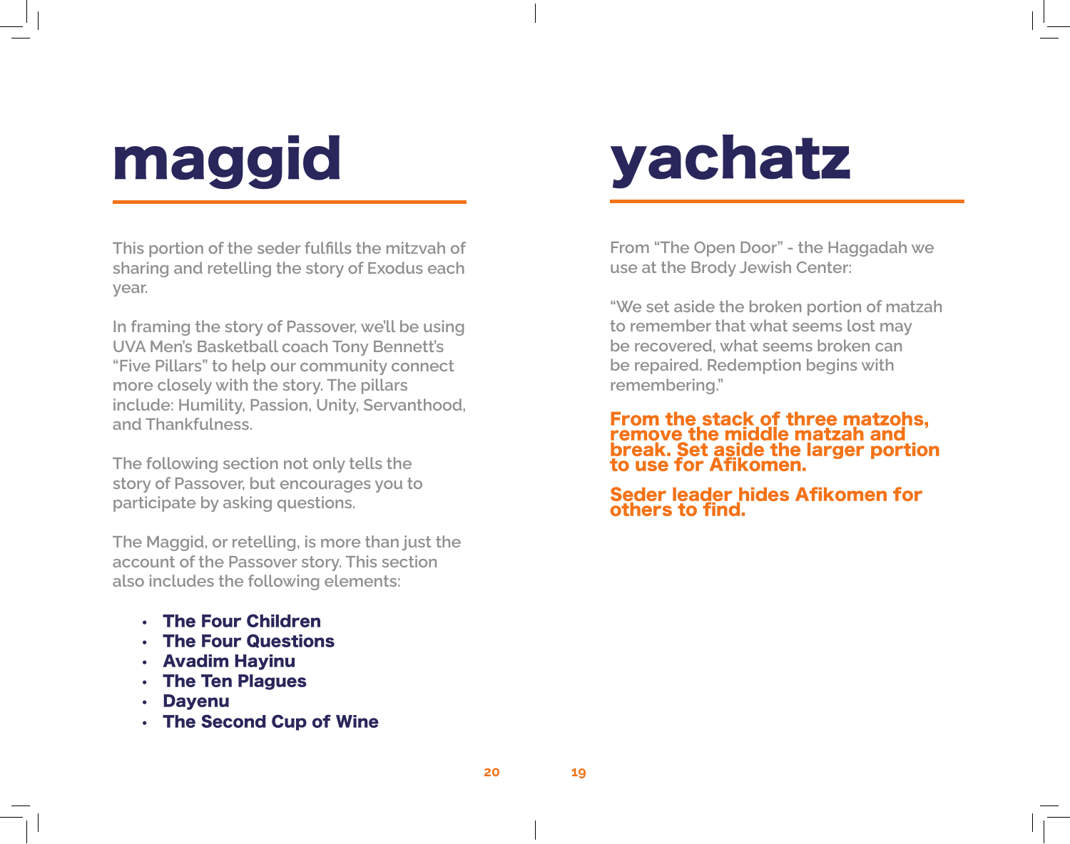# maggid

This portion of the seder fulfills the mitzvah of sharing and retelling the story of Exodus each year.

In framing the story of Passover, we'll be using UVA Men's Basketball coach Tony Bennett's "Five Pillars" to help our community connect more closely with the story. The pillars include: Humility, Passion, Unity, Servanthood, and Thankfulness.

The following section not only tells the story of Passover, but encourages you to participate by asking questions.

The Maggid, or retelling, is more than just the account of the Passover story. This section also includes the following elements:

- **The Four Children**
- **The Four Questions**
- **Avadim Hayinu**
- **The Ten Plagues**
- **Dayenu**
- **The Second Cup of Wine**

# yachatz

From "The Open Door" - the Haggadah we use at the Brody Jewish Center:

"We set aside the broken portion of matzah to remember that what seems lost may be recovered, what seems broken can be repaired. Redemption begins with remembering."

**From the stack of three matzohs, remove the middle matzah and break. Set aside the larger portion to use for Afikomen.**

**Seder leader hides Afikomen for others to find.**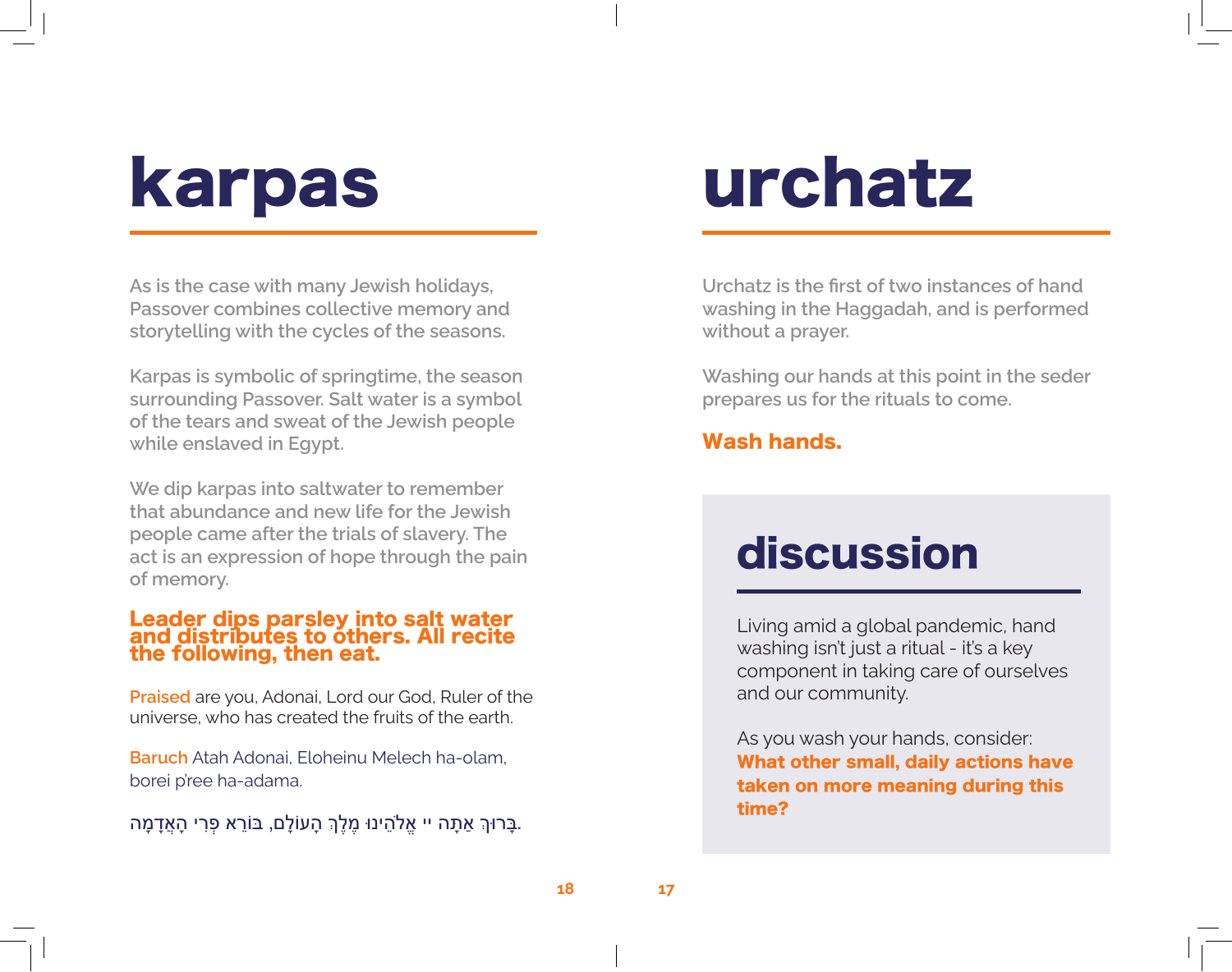# karpas

As is the case with many Jewish holidays, Passover combines collective memory and storytelling with the cycles of the seasons.

Karpas is symbolic of springtime, the season surrounding Passover. Salt water is a symbol of the tears and sweat of the Jewish people while enslaved in Egypt.

We dip karpas into saltwater to remember that abundance and new life for the Jewish people came after the trials of slavery. The act is an expression of hope through the pain of memory.

**Leader dips parsley into salt water and distributes to others. All recite the following, then eat.**

Praised are you, Adonai, Lord our God, Ruler of the universe, who has created the fruits of the earth.

Baruch Atah Adonai, Eloheinu Melech ha-olam, borei p'ree ha-adama.

בָּרוּךְ אַתָּה יי אֱלֹהֵינוּ מֶלֶךְ הָעוֹלָם, בּוֹרֵא פְּרִי הָאֲדָמָה.

# urchatz

Urchatz is the first of two instances of hand washing in the Haggadah, and is performed without a prayer.

Washing our hands at this point in the seder prepares us for the rituals to come.

**Wash hands.**

## discussion

Living amid a global pandemic, hand washing isn't just a ritual - it's a key component in taking care of ourselves and our community.

As you wash your hands, consider: **What other small, daily actions have taken on more meaning during this time?**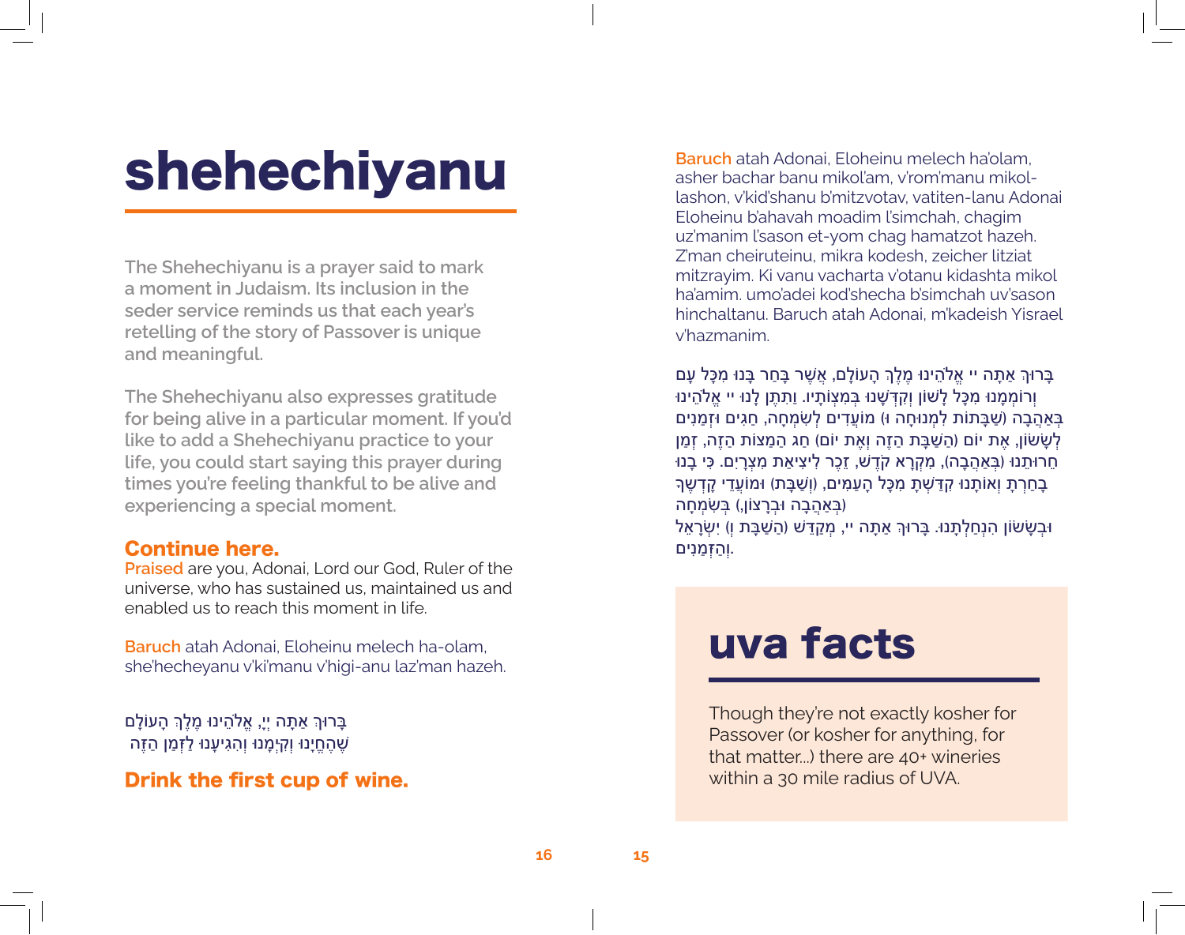# shehechiyanu

The Shehechiyanu is a prayer said to mark a moment in Judaism. Its inclusion in the seder service reminds us that each year's retelling of the story of Passover is unique and meaningful.

The Shehechiyanu also expresses gratitude for being alive in a particular moment. If you'd like to add a Shehechiyanu practice to your life, you could start saying this prayer during times you're feeling thankful to be alive and experiencing a special moment.

## Continue here.

**Praised** are you, Adonai, Lord our God, Ruler of the universe, who has sustained us, maintained us and enabled us to reach this moment in life.

**Baruch** atah Adonai, Eloheinu melech ha-olam, she'hecheyanu v'ki'manu v'higi-anu laz'man hazeh.

בָּרוּךְ אַתָּה יְיָ, אֱלֹהֵינוּ מֶלֶךְ הָעוֹלָם
שֶׁהֶחֱיָנוּ וְקִיְּמָנוּ וְהִגִּיעָנוּ לַזְּמַן הַזֶּה

## Drink the first cup of wine.

**Baruch** atah Adonai, Eloheinu melech ha'olam, asher bachar banu mikol'am, v'rom'manu mikol-lashon, v'kid'shanu b'mitzvotav, vatiten-lanu Adonai Eloheinu b'ahavah moadim l'simchah, chagim uz'manim l'sason et-yom chag hamatzot hazeh. Z'man cheiruteinu, mikra kodesh, zeicher litziat mitzrayim. Ki vanu vacharta v'otanu kidashta mikol ha'amim. umo'adei kod'shecha b'simchah uv'sason hinchaltanu. Baruch atah Adonai, m'kadeish Yisrael v'hazmanim.

בָּרוּךְ אַתָּה יי אֱלֹהֵינוּ מֶלֶךְ הָעוֹלָם, אֲשֶׁר בָּחַר בָּנוּ מִכָּל עָם וְרוֹמְמָנוּ מִכָּל לָשׁוֹן וְקִדְּשָׁנוּ בְּמִצְוֹתָיו. וַתִּתֶּן לָנוּ יי אֱלֹהֵינוּ בְּאַהֲבָה (שַׁבָּתוֹת לִמְנוּחָה וּ) מוֹעֲדִים לְשִׂמְחָה, חַגִּים וּזְמַנִּים לְשָׂשׂוֹן, אֶת יוֹם (הַשַּׁבָּת הַזֶּה וְאֶת יוֹם) חַג הַמַּצּוֹת הַזֶּה, זְמַן חֵרוּתֵנוּ (בְּאַהֲבָה), מִקְרָא קֹדֶשׁ, זֵכֶר לִיצִיאַת מִצְרָיִם. כִּי בָנוּ בָחַרְתָּ וְאוֹתָנוּ קִדַּשְׁתָּ מִכָּל הָעַמִּים, (וְשַׁבָּת) וּמוֹעֲדֵי קָדְשֶׁךָ (בְּאַהֲבָה וּבְרָצוֹן,) בְּשִׂמְחָה
וּבְשָׂשׂוֹן הִנְחַלְתָּנוּ. בָּרוּךְ אַתָּה יי, מְקַדֵּשׁ (הַשַּׁבָּת וְ) יִשְׂרָאֵל וְהַזְּמַנִּים.

# uva facts

Though they're not exactly kosher for Passover (or kosher for anything, for that matter...) there are 40+ wineries within a 30 mile radius of UVA.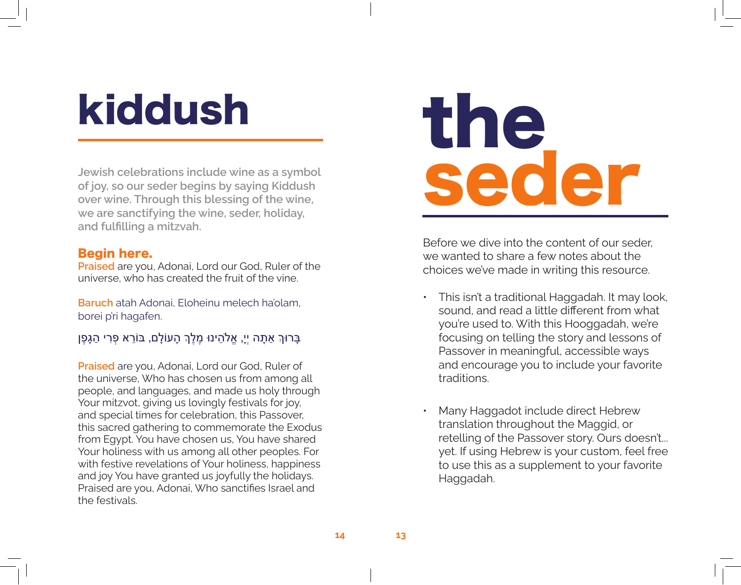# the seder

Before we dive into the content of our seder, we wanted to share a few notes about the choices we've made in writing this resource.

- This isn't a traditional Haggadah. It may look, sound, and read a little different from what you're used to. With this Hooggadah, we're focusing on telling the story and lessons of Passover in meaningful, accessible ways and encourage you to include your favorite traditions.

- Many Haggadot include direct Hebrew translation throughout the Maggid, or retelling of the Passover story. Ours doesn't... yet. If using Hebrew is your custom, feel free to use this as a supplement to your favorite Haggadah.

# kiddush

**Jewish celebrations include wine as a symbol of joy, so our seder begins by saying Kiddush over wine. Through this blessing of the wine, we are sanctifying the wine, seder, holiday, and fulfilling a mitzvah.**

### Begin here.

Praised are you, Adonai, Lord our God, Ruler of the universe, who has created the fruit of the vine.

Baruch atah Adonai, Eloheinu melech ha'olam, borei p'ri hagafen.

בָּרוּךְ אַתָּה יְיָ, אֱלֹהֵינוּ מֶלֶךְ הָעוֹלָם, בּוֹרֵא פְּרִי הַגָּפֶן

Praised are you, Adonai, Lord our God, Ruler of the universe, Who has chosen us from among all people, and languages, and made us holy through Your mitzvot, giving us lovingly festivals for joy, and special times for celebration, this Passover, this sacred gathering to commemorate the Exodus from Egypt. You have chosen us, You have shared Your holiness with us among all other peoples. For with festive revelations of Your holiness, happiness and joy You have granted us joyfully the holidays. Praised are you, Adonai, Who sanctifies Israel and the festivals.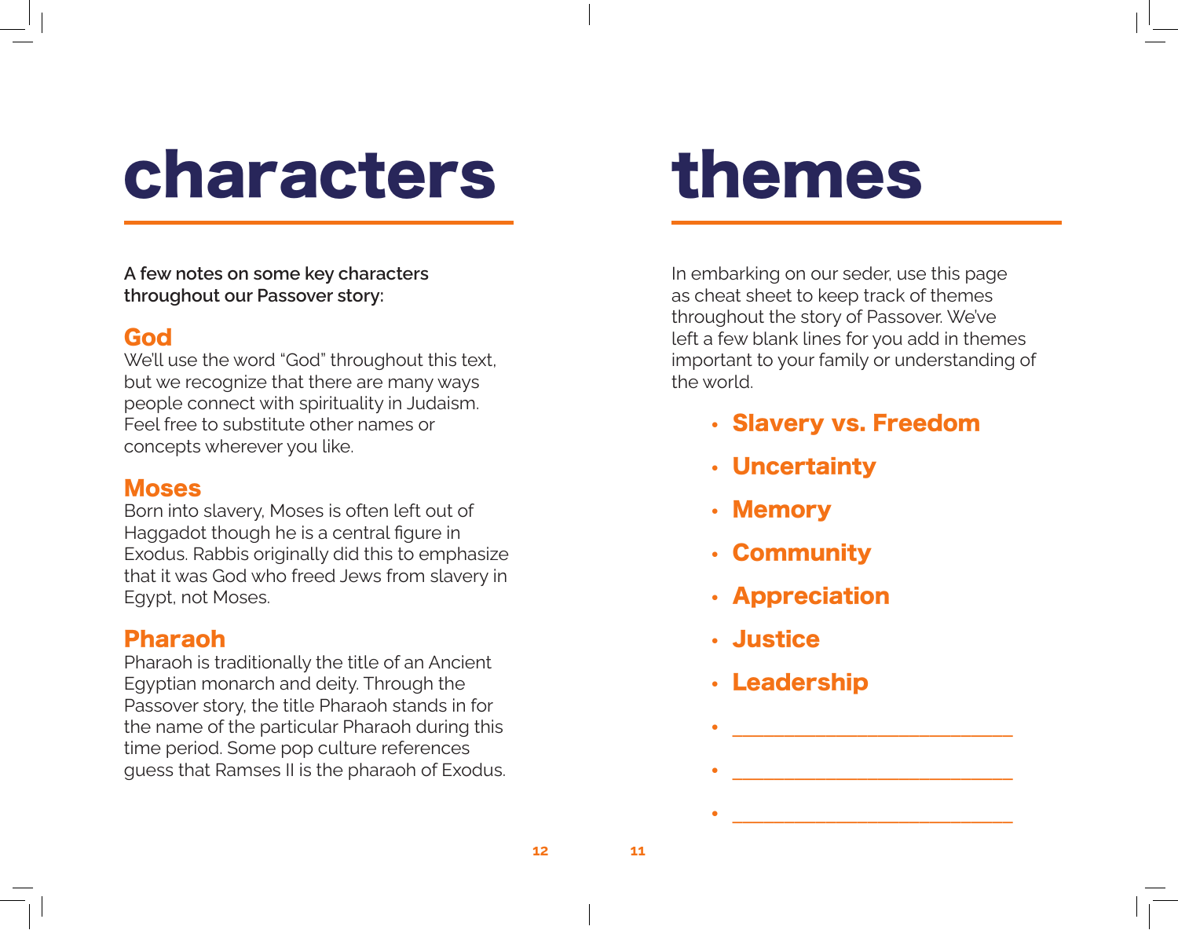# characters

**A few notes on some key characters throughout our Passover story:**

### God

We'll use the word "God" throughout this text, but we recognize that there are many ways people connect with spirituality in Judaism. Feel free to substitute other names or concepts wherever you like.

### Moses

Born into slavery, Moses is often left out of Haggadot though he is a central figure in Exodus. Rabbis originally did this to emphasize that it was God who freed Jews from slavery in Egypt, not Moses.

### Pharaoh

Pharaoh is traditionally the title of an Ancient Egyptian monarch and deity. Through the Passover story, the title Pharaoh stands in for the name of the particular Pharaoh during this time period. Some pop culture references guess that Ramses II is the pharaoh of Exodus.

# themes

In embarking on our seder, use this page as cheat sheet to keep track of themes throughout the story of Passover. We've left a few blank lines for you add in themes important to your family or understanding of the world.

- **Slavery vs. Freedom**
- **Uncertainty**
- **Memory**
- **Community**
- **Appreciation**
- **Justice**
- **Leadership**
- ____________________________
- ____________________________
- ____________________________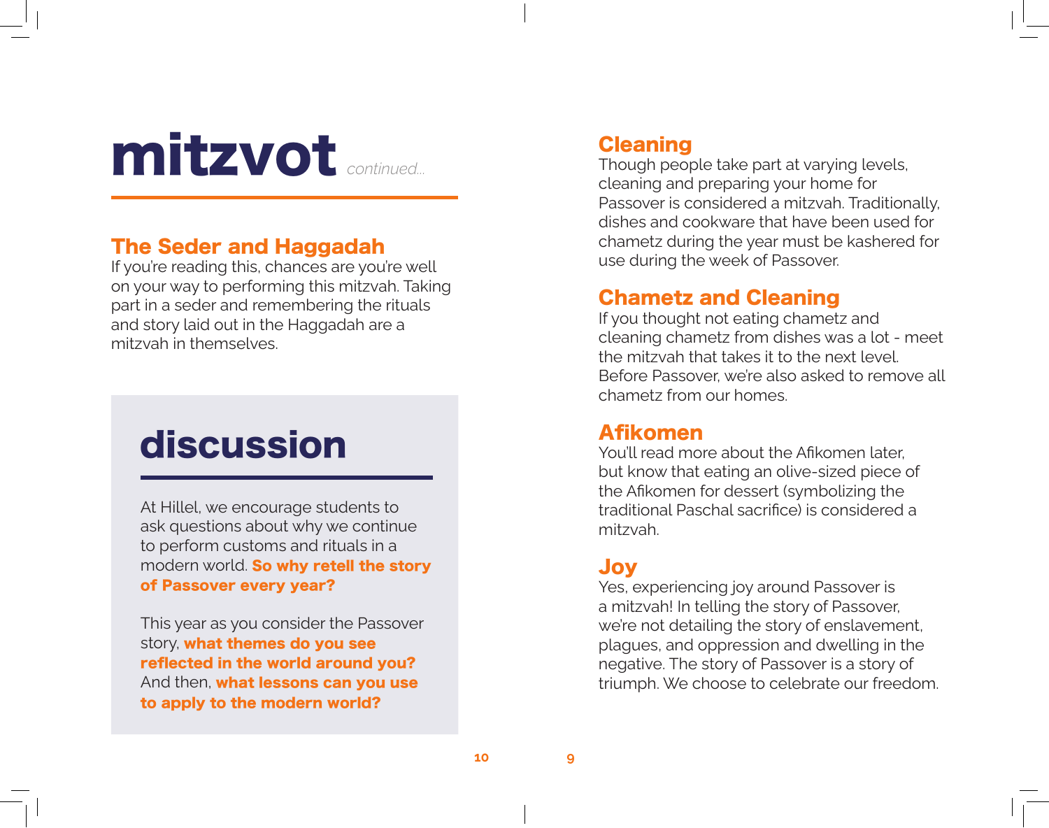# mitzvot *continued...*

## The Seder and Haggadah

If you're reading this, chances are you're well on your way to performing this mitzvah. Taking part in a seder and remembering the rituals and story laid out in the Haggadah are a mitzvah in themselves.

## discussion

At Hillel, we encourage students to ask questions about why we continue to perform customs and rituals in a modern world. **So why retell the story of Passover every year?**

This year as you consider the Passover story, **what themes do you see reflected in the world around you?** And then, **what lessons can you use to apply to the modern world?**

## Cleaning

Though people take part at varying levels, cleaning and preparing your home for Passover is considered a mitzvah. Traditionally, dishes and cookware that have been used for chametz during the year must be kashered for use during the week of Passover.

## Chametz and Cleaning

If you thought not eating chametz and cleaning chametz from dishes was a lot - meet the mitzvah that takes it to the next level. Before Passover, we're also asked to remove all chametz from our homes.

## Afikomen

You'll read more about the Afikomen later, but know that eating an olive-sized piece of the Afikomen for dessert (symbolizing the traditional Paschal sacrifice) is considered a mitzvah.

## Joy

Yes, experiencing joy around Passover is a mitzvah! In telling the story of Passover, we're not detailing the story of enslavement, plagues, and oppression and dwelling in the negative. The story of Passover is a story of triumph. We choose to celebrate our freedom.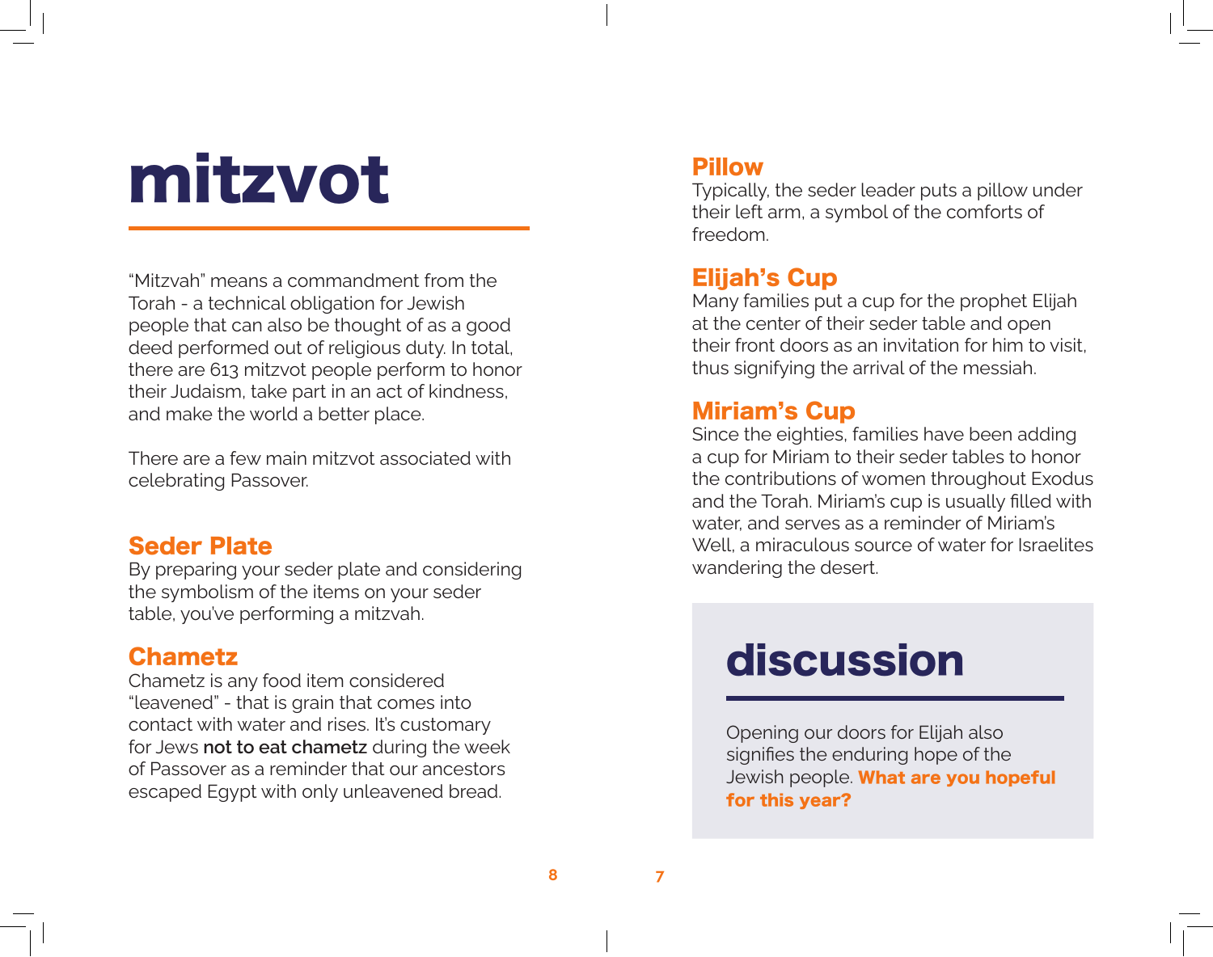# mitzvot

"Mitzvah" means a commandment from the Torah - a technical obligation for Jewish people that can also be thought of as a good deed performed out of religious duty. In total, there are 613 mitzvot people perform to honor their Judaism, take part in an act of kindness, and make the world a better place.

There are a few main mitzvot associated with celebrating Passover.

## Seder Plate

By preparing your seder plate and considering the symbolism of the items on your seder table, you've performing a mitzvah.

## Chametz

Chametz is any food item considered "leavened" - that is grain that comes into contact with water and rises. It's customary for Jews **not to eat chametz** during the week of Passover as a reminder that our ancestors escaped Egypt with only unleavened bread.

## Pillow

Typically, the seder leader puts a pillow under their left arm, a symbol of the comforts of freedom.

## Elijah's Cup

Many families put a cup for the prophet Elijah at the center of their seder table and open their front doors as an invitation for him to visit, thus signifying the arrival of the messiah.

## Miriam's Cup

Since the eighties, families have been adding a cup for Miriam to their seder tables to honor the contributions of women throughout Exodus and the Torah. Miriam's cup is usually filled with water, and serves as a reminder of Miriam's Well, a miraculous source of water for Israelites wandering the desert.

# discussion

Opening our doors for Elijah also signifies the enduring hope of the Jewish people. **What are you hopeful for this year?**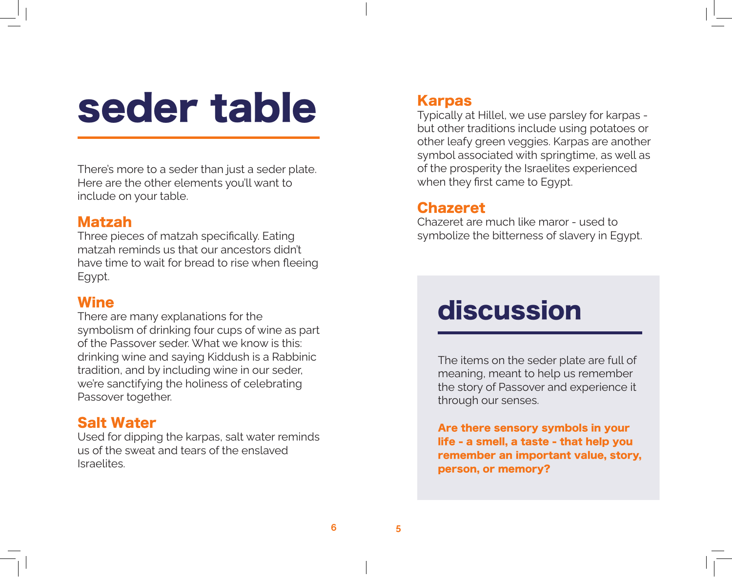# seder table

There's more to a seder than just a seder plate. Here are the other elements you'll want to include on your table.

### Matzah

Three pieces of matzah specifically. Eating matzah reminds us that our ancestors didn't have time to wait for bread to rise when fleeing Egypt.

### Wine

There are many explanations for the symbolism of drinking four cups of wine as part of the Passover seder. What we know is this: drinking wine and saying Kiddush is a Rabbinic tradition, and by including wine in our seder, we're sanctifying the holiness of celebrating Passover together.

### Salt Water

Used for dipping the karpas, salt water reminds us of the sweat and tears of the enslaved Israelites.

### Karpas

Typically at Hillel, we use parsley for karpas - but other traditions include using potatoes or other leafy green veggies. Karpas are another symbol associated with springtime, as well as of the prosperity the Israelites experienced when they first came to Egypt.

### Chazeret

Chazeret are much like maror - used to symbolize the bitterness of slavery in Egypt.

## discussion

The items on the seder plate are full of meaning, meant to help us remember the story of Passover and experience it through our senses.

**Are there sensory symbols in your life - a smell, a taste - that help you remember an important value, story, person, or memory?**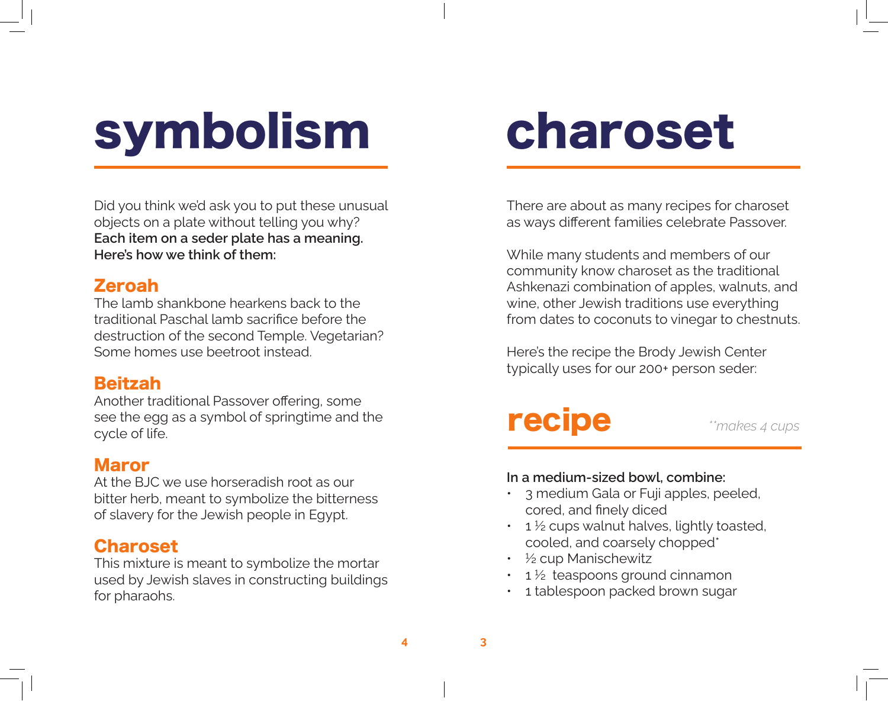# symbolism

Did you think we'd ask you to put these unusual objects on a plate without telling you why? **Each item on a seder plate has a meaning. Here's how we think of them:**

## Zeroah

The lamb shankbone hearkens back to the traditional Paschal lamb sacrifice before the destruction of the second Temple. Vegetarian? Some homes use beetroot instead.

## Beitzah

Another traditional Passover offering, some see the egg as a symbol of springtime and the cycle of life.

## Maror

At the BJC we use horseradish root as our bitter herb, meant to symbolize the bitterness of slavery for the Jewish people in Egypt.

## Charoset

This mixture is meant to symbolize the mortar used by Jewish slaves in constructing buildings for pharaohs.

# charoset

There are about as many recipes for charoset as ways different families celebrate Passover.

While many students and members of our community know charoset as the traditional Ashkenazi combination of apples, walnuts, and wine, other Jewish traditions use everything from dates to coconuts to vinegar to chestnuts.

Here's the recipe the Brody Jewish Center typically uses for our 200+ person seder:

## recipe

*\*\*makes 4 cups*

**In a medium-sized bowl, combine:**

- 3 medium Gala or Fuji apples, peeled, cored, and finely diced
- 1 ½ cups walnut halves, lightly toasted, cooled, and coarsely chopped*
- ½ cup Manischewitz
- 1 ½ teaspoons ground cinnamon
- 1 tablespoon packed brown sugar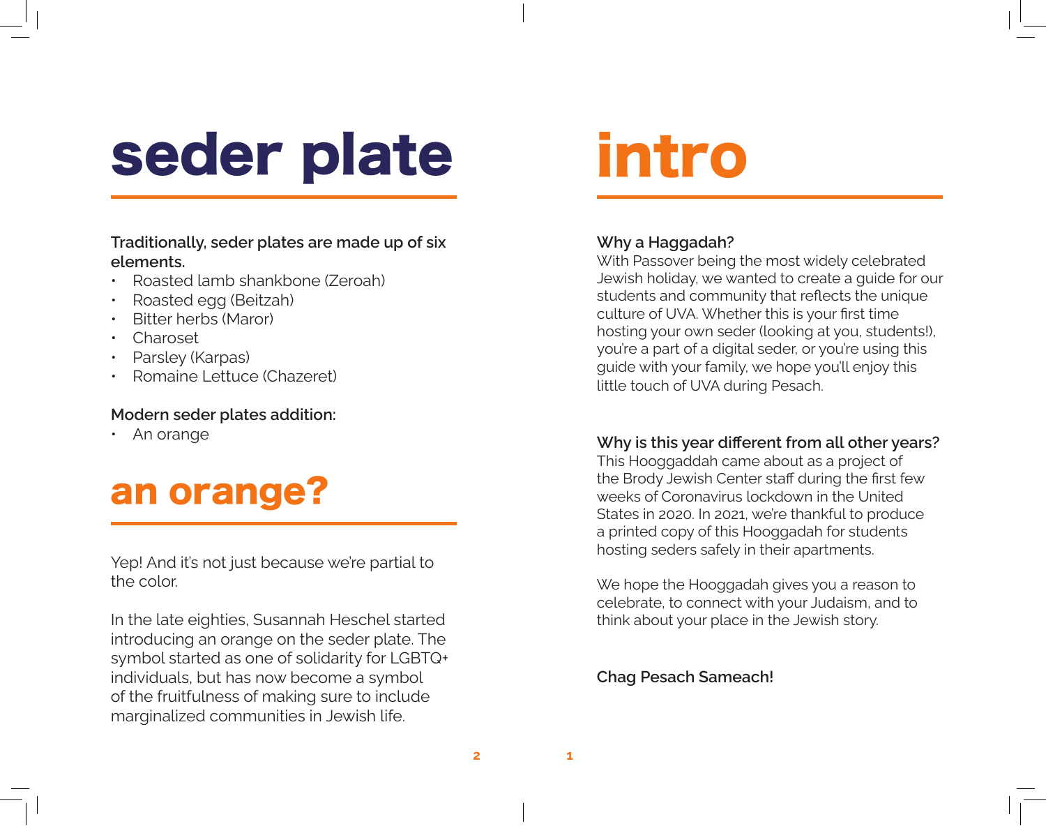# seder plate

**Traditionally, seder plates are made up of six elements.**

- Roasted lamb shankbone (Zeroah)
- Roasted egg (Beitzah)
- Bitter herbs (Maror)
- Charoset
- Parsley (Karpas)
- Romaine Lettuce (Chazeret)

**Modern seder plates addition:**

- An orange

# an orange?

Yep! And it's not just because we're partial to the color.

In the late eighties, Susannah Heschel started introducing an orange on the seder plate. The symbol started as one of solidarity for LGBTQ+ individuals, but has now become a symbol of the fruitfulness of making sure to include marginalized communities in Jewish life.

# intro

**Why a Haggadah?**

With Passover being the most widely celebrated Jewish holiday, we wanted to create a guide for our students and community that reflects the unique culture of UVA. Whether this is your first time hosting your own seder (looking at you, students!), you're a part of a digital seder, or you're using this guide with your family, we hope you'll enjoy this little touch of UVA during Pesach.

**Why is this year different from all other years?**

This Hooggaddah came about as a project of the Brody Jewish Center staff during the first few weeks of Coronavirus lockdown in the United States in 2020. In 2021, we're thankful to produce a printed copy of this Hooggadah for students hosting seders safely in their apartments.

We hope the Hooggadah gives you a reason to celebrate, to connect with your Judaism, and to think about your place in the Jewish story.

**Chag Pesach Sameach!**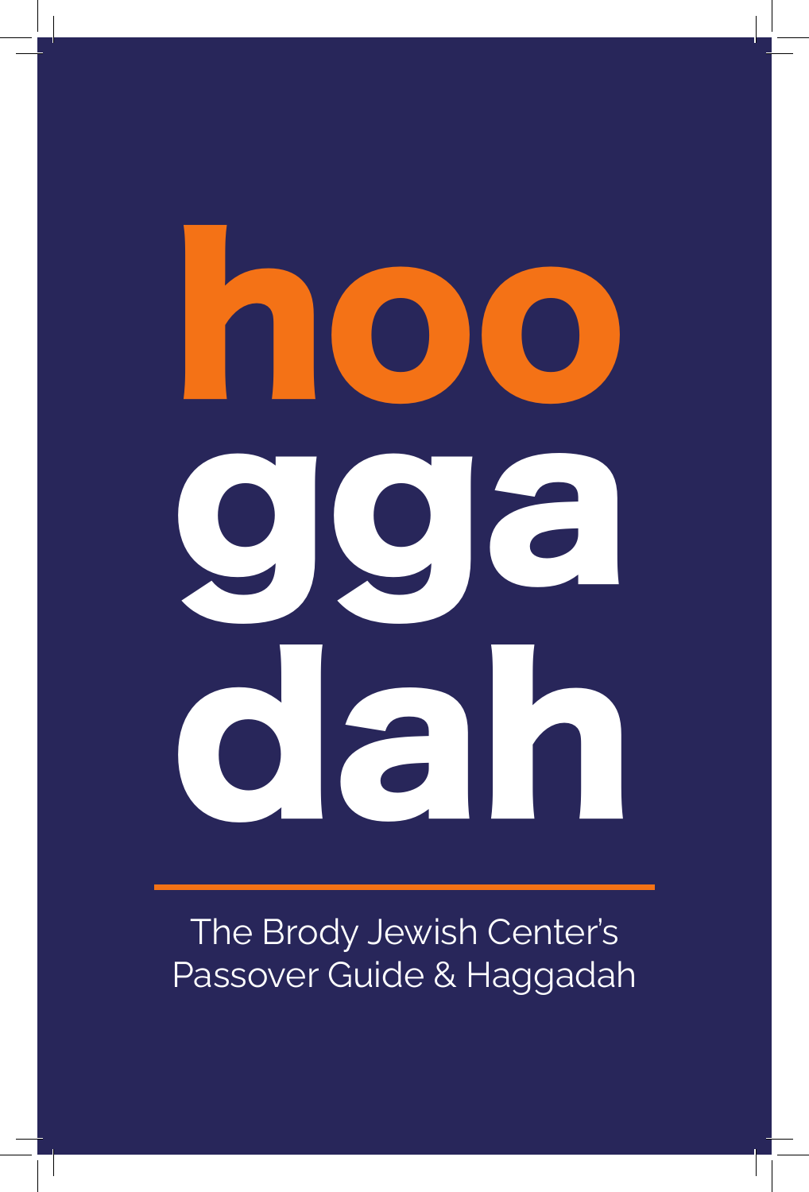# hoo gga dah

The Brody Jewish Center's
Passover Guide & Haggadah